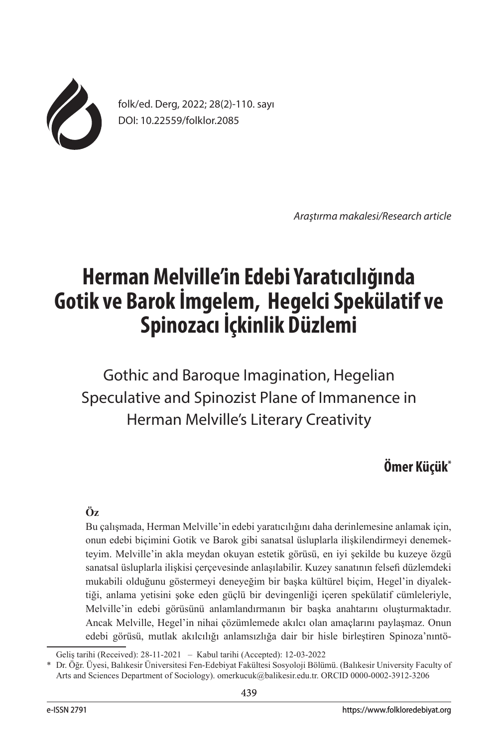folk/ed. Derg, 2022; 28(2)-110. sayı
DOI: 10.22559/folklor.2085

*Araştırma makalesi/Research article*

# Herman Melville'in Edebi Yaratıcılığında Gotik ve Barok İmgelem, Hegelci Spekülatif ve Spinozacı İçkinlik Düzlemi

## Gothic and Baroque Imagination, Hegelian Speculative and Spinozist Plane of Immanence in Herman Melville's Literary Creativity

**Ömer Küçük***

**Öz**

Bu çalışmada, Herman Melville'in edebi yaratıcılığını daha derinlemesine anlamak için, onun edebi biçimini Gotik ve Barok gibi sanatsal üsluplarla ilişkilendirmeyi denemekteyim. Melville'in akla meydan okuyan estetik görüsü, en iyi şekilde bu kuzeye özgü sanatsal üsluplarla ilişkisi çerçevesinde anlaşılabilir. Kuzey sanatının felsefi düzlemdeki mukabili olduğunu göstermeyi deneyeğim bir başka kültürel biçim, Hegel'in diyalektiği, anlama yetisini şoke eden güçlü bir devingenliği içeren spekülatif cümleleriyle, Melville'in edebi görüsünü anlamlandırmanın bir başka anahtarını oluşturmaktadır. Ancak Melville, Hegel'in nihai çözümlemede akılcı olan amaçlarını paylaşmaz. Onun edebi görüsü, mutlak akılcılığı anlamsızlığa dair bir hisle birleştiren Spinoza'nıntö-

Geliş tarihi (Received): 28-11-2021 – Kabul tarihi (Accepted): 12-03-2022

\* Dr. Öğr. Üyesi, Balıkesir Üniversitesi Fen-Edebiyat Fakültesi Sosyoloji Bölümü. (Balıkesir University Faculty of Arts and Sciences Department of Sociology). omerkucuk@balikesir.edu.tr. ORCID 0000-0002-3912-3206

e-ISSN 2791 https://www.folkloredebiyat.org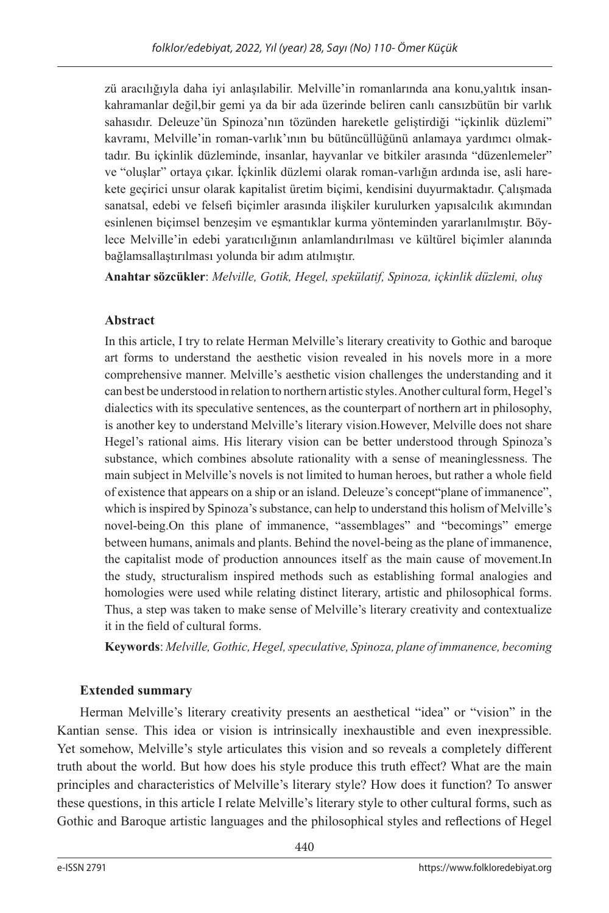zü aracılığıyla daha iyi anlaşılabilir. Melville'in romanlarında ana konu,yalıtık insan-kahramanlar değil,bir gemi ya da bir ada üzerinde beliren canlı cansızbütün bir varlık sahasıdır. Deleuze'ün Spinoza'nın tözünden hareketle geliştirdiği "içkinlik düzlemi" kavramı, Melville'in roman-varlık'ının bu bütüncüllüğünü anlamaya yardımcı olmaktadır. Bu içkinlik düzleminde, insanlar, hayvanlar ve bitkiler arasında "düzenlemeler" ve "oluşlar" ortaya çıkar. İçkinlik düzlemi olarak roman-varlığın ardında ise, asli harekete geçirici unsur olarak kapitalist üretim biçimi, kendisini duyurmaktadır. Çalışmada sanatsal, edebi ve felsefi biçimler arasında ilişkiler kurulurken yapısalcılık akımından esinlenen biçimsel benzeşim ve eşmantıklar kurma yönteminden yararlanılmıştır. Böylece Melville'in edebi yaratıcılığının anlamlandırılması ve kültürel biçimler alanında bağlamsallaştırılması yolunda bir adım atılmıştır.

**Anahtar sözcükler**: *Melville, Gotik, Hegel, spekülatif, Spinoza, içkinlik düzlemi, oluş*

## Abstract

In this article, I try to relate Herman Melville's literary creativity to Gothic and baroque art forms to understand the aesthetic vision revealed in his novels more in a more comprehensive manner. Melville's aesthetic vision challenges the understanding and it can best be understood in relation to northern artistic styles. Another cultural form, Hegel's dialectics with its speculative sentences, as the counterpart of northern art in philosophy, is another key to understand Melville's literary vision.However, Melville does not share Hegel's rational aims. His literary vision can be better understood through Spinoza's substance, which combines absolute rationality with a sense of meaninglessness. The main subject in Melville's novels is not limited to human heroes, but rather a whole field of existence that appears on a ship or an island. Deleuze's concept"plane of immanence", which is inspired by Spinoza's substance, can help to understand this holism of Melville's novel-being.On this plane of immanence, "assemblages" and "becomings" emerge between humans, animals and plants. Behind the novel-being as the plane of immanence, the capitalist mode of production announces itself as the main cause of movement.In the study, structuralism inspired methods such as establishing formal analogies and homologies were used while relating distinct literary, artistic and philosophical forms. Thus, a step was taken to make sense of Melville's literary creativity and contextualize it in the field of cultural forms.

**Keywords**: *Melville, Gothic, Hegel, speculative, Spinoza, plane of immanence, becoming*

## Extended summary

Herman Melville's literary creativity presents an aesthetical "idea" or "vision" in the Kantian sense. This idea or vision is intrinsically inexhaustible and even inexpressible. Yet somehow, Melville's style articulates this vision and so reveals a completely different truth about the world. But how does his style produce this truth effect? What are the main principles and characteristics of Melville's literary style? How does it function? To answer these questions, in this article I relate Melville's literary style to other cultural forms, such as Gothic and Baroque artistic languages and the philosophical styles and reflections of Hegel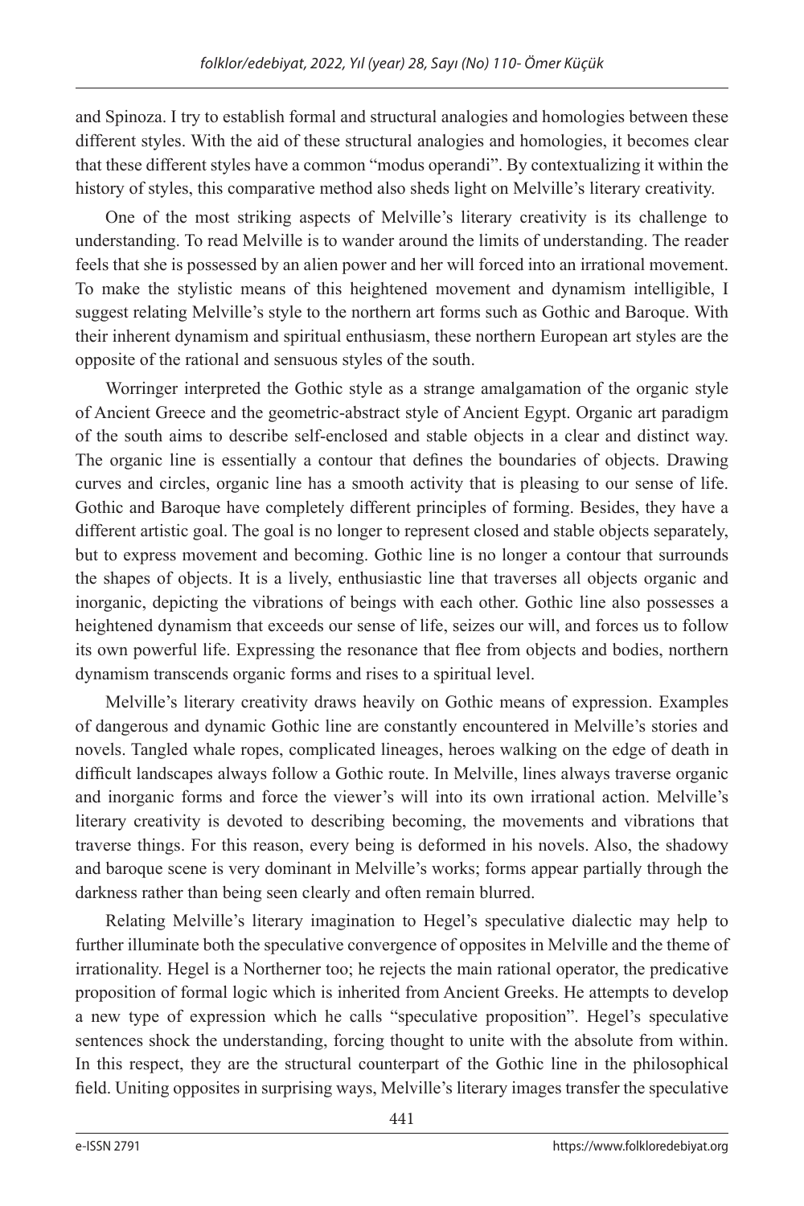and Spinoza. I try to establish formal and structural analogies and homologies between these different styles. With the aid of these structural analogies and homologies, it becomes clear that these different styles have a common "modus operandi". By contextualizing it within the history of styles, this comparative method also sheds light on Melville's literary creativity.

One of the most striking aspects of Melville's literary creativity is its challenge to understanding. To read Melville is to wander around the limits of understanding. The reader feels that she is possessed by an alien power and her will forced into an irrational movement. To make the stylistic means of this heightened movement and dynamism intelligible, I suggest relating Melville's style to the northern art forms such as Gothic and Baroque. With their inherent dynamism and spiritual enthusiasm, these northern European art styles are the opposite of the rational and sensuous styles of the south.

Worringer interpreted the Gothic style as a strange amalgamation of the organic style of Ancient Greece and the geometric-abstract style of Ancient Egypt. Organic art paradigm of the south aims to describe self-enclosed and stable objects in a clear and distinct way. The organic line is essentially a contour that defines the boundaries of objects. Drawing curves and circles, organic line has a smooth activity that is pleasing to our sense of life. Gothic and Baroque have completely different principles of forming. Besides, they have a different artistic goal. The goal is no longer to represent closed and stable objects separately, but to express movement and becoming. Gothic line is no longer a contour that surrounds the shapes of objects. It is a lively, enthusiastic line that traverses all objects organic and inorganic, depicting the vibrations of beings with each other. Gothic line also possesses a heightened dynamism that exceeds our sense of life, seizes our will, and forces us to follow its own powerful life. Expressing the resonance that flee from objects and bodies, northern dynamism transcends organic forms and rises to a spiritual level.

Melville's literary creativity draws heavily on Gothic means of expression. Examples of dangerous and dynamic Gothic line are constantly encountered in Melville's stories and novels. Tangled whale ropes, complicated lineages, heroes walking on the edge of death in difficult landscapes always follow a Gothic route. In Melville, lines always traverse organic and inorganic forms and force the viewer's will into its own irrational action. Melville's literary creativity is devoted to describing becoming, the movements and vibrations that traverse things. For this reason, every being is deformed in his novels. Also, the shadowy and baroque scene is very dominant in Melville's works; forms appear partially through the darkness rather than being seen clearly and often remain blurred.

Relating Melville's literary imagination to Hegel's speculative dialectic may help to further illuminate both the speculative convergence of opposites in Melville and the theme of irrationality. Hegel is a Northerner too; he rejects the main rational operator, the predicative proposition of formal logic which is inherited from Ancient Greeks. He attempts to develop a new type of expression which he calls "speculative proposition". Hegel's speculative sentences shock the understanding, forcing thought to unite with the absolute from within. In this respect, they are the structural counterpart of the Gothic line in the philosophical field. Uniting opposites in surprising ways, Melville's literary images transfer the speculative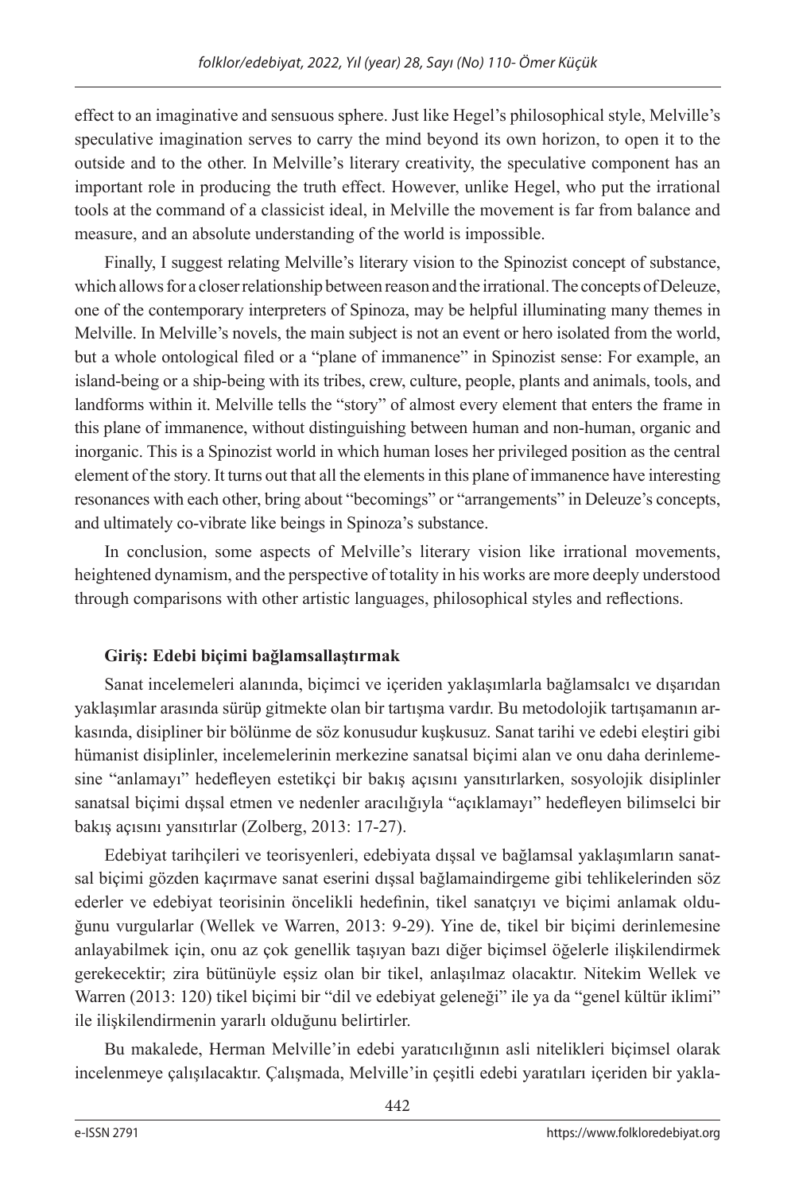effect to an imaginative and sensuous sphere. Just like Hegel's philosophical style, Melville's speculative imagination serves to carry the mind beyond its own horizon, to open it to the outside and to the other. In Melville's literary creativity, the speculative component has an important role in producing the truth effect. However, unlike Hegel, who put the irrational tools at the command of a classicist ideal, in Melville the movement is far from balance and measure, and an absolute understanding of the world is impossible.

Finally, I suggest relating Melville's literary vision to the Spinozist concept of substance, which allows for a closer relationship between reason and the irrational. The concepts of Deleuze, one of the contemporary interpreters of Spinoza, may be helpful illuminating many themes in Melville. In Melville's novels, the main subject is not an event or hero isolated from the world, but a whole ontological filed or a "plane of immanence" in Spinozist sense: For example, an island-being or a ship-being with its tribes, crew, culture, people, plants and animals, tools, and landforms within it. Melville tells the "story" of almost every element that enters the frame in this plane of immanence, without distinguishing between human and non-human, organic and inorganic. This is a Spinozist world in which human loses her privileged position as the central element of the story. It turns out that all the elements in this plane of immanence have interesting resonances with each other, bring about "becomings" or "arrangements" in Deleuze's concepts, and ultimately co-vibrate like beings in Spinoza's substance.

In conclusion, some aspects of Melville's literary vision like irrational movements, heightened dynamism, and the perspective of totality in his works are more deeply understood through comparisons with other artistic languages, philosophical styles and reflections.

**Giriş: Edebi biçimi bağlamsallaştırmak**

Sanat incelemeleri alanında, biçimci ve içeriden yaklaşımlarla bağlamsalcı ve dışarıdan yaklaşımlar arasında sürüp gitmekte olan bir tartışma vardır. Bu metodolojik tartışmanın arkasında, disipliner bir bölünme de söz konusudur kuşkusuz. Sanat tarihi ve edebi eleştiri gibi hümanist disiplinler, incelemelerinin merkezine sanatsal biçimi alan ve onu daha derinlemesine "anlamayı" hedefleyen estetikçi bir bakış açısını yansıtırlarken, sosyolojik disiplinler sanatsal biçimi dışsal etmen ve nedenler aracılığıyla "açıklamayı" hedefleyen bilimselci bir bakış açısını yansıtırlar (Zolberg, 2013: 17-27).

Edebiyat tarihçileri ve teorisyenleri, edebiyata dışsal ve bağlamsal yaklaşımların sanatsal biçimi gözden kaçırmave sanat eserini dışsal bağlamaindirgeme gibi tehlikelerinden söz ederler ve edebiyat teorisinin öncelikli hedefinin, tikel sanatçıyı ve biçimi anlamak olduğunu vurgularlar (Wellek ve Warren, 2013: 9-29). Yine de, tikel bir biçimi derinlemesine anlayabilmek için, onu az çok genellik taşıyan bazı diğer biçimsel öğelerle ilişkilendirmek gerekecektir; zira bütünüyle eşsiz olan bir tikel, anlaşılmaz olacaktır. Nitekim Wellek ve Warren (2013: 120) tikel biçimi bir "dil ve edebiyat geleneği" ile ya da "genel kültür iklimi" ile ilişkilendirmenin yararlı olduğunu belirtirler.

Bu makalede, Herman Melville'in edebi yaratıcılığının asli nitelikleri biçimsel olarak incelenmeye çalışılacaktır. Çalışmada, Melville'in çeşitli edebi yaratıları içeriden bir yakla-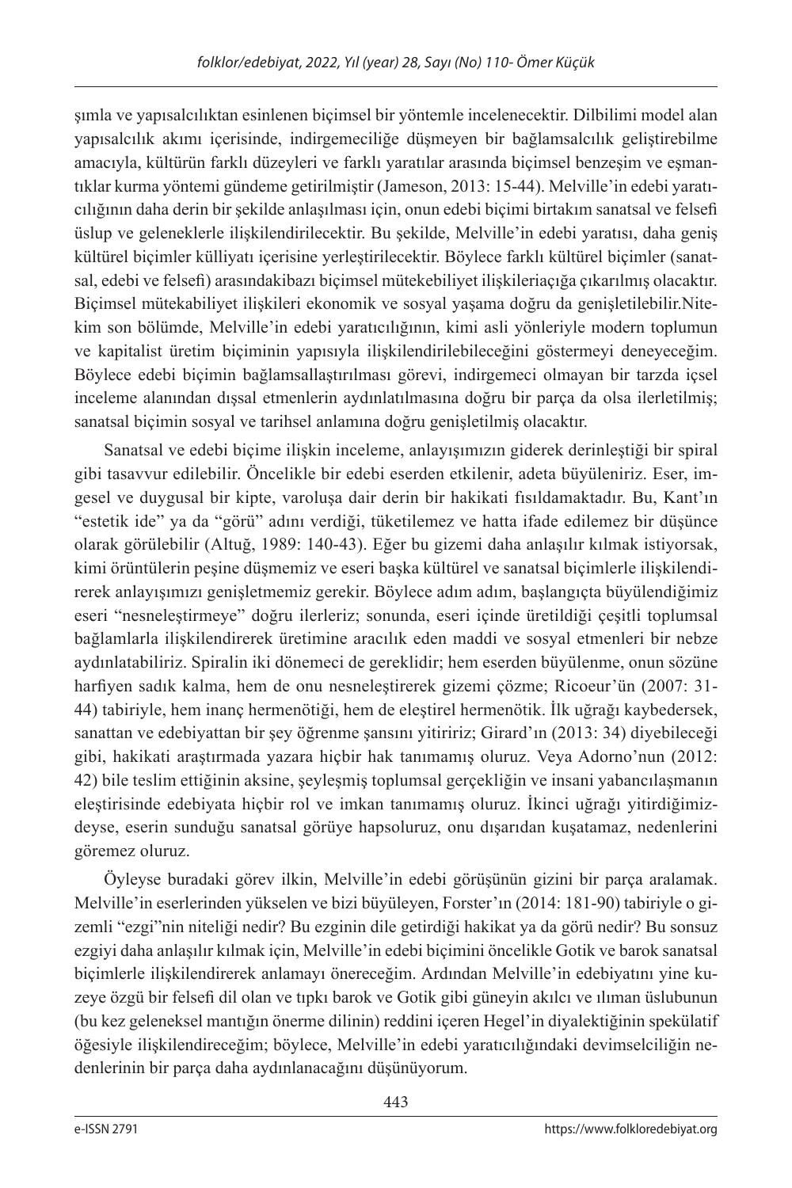şımla ve yapısalcılıktan esinlenen biçimsel bir yöntemle incelenecektir. Dilbilimi model alan yapısalcılık akımı içerisinde, indirgemeciliğe düşmeyen bir bağlamsalcılık geliştirebilme amacıyla, kültürün farklı düzeyleri ve farklı yaratılar arasında biçimsel benzeşim ve eşmantıklar kurma yöntemi gündeme getirilmiştir (Jameson, 2013: 15-44). Melville'in edebi yaratıcılığının daha derin bir şekilde anlaşılması için, onun edebi biçimi birtakım sanatsal ve felsefi üslup ve geleneklerle ilişkilendirilecektir. Bu şekilde, Melville'in edebi yaratısı, daha geniş kültürel biçimler külliyatı içerisine yerleştirilecektir. Böylece farklı kültürel biçimler (sanatsal, edebi ve felsefi) arasındakibazı biçimsel mütekebiliyet ilişkileriaçığa çıkarılmış olacaktır. Biçimsel mütekabiliyet ilişkileri ekonomik ve sosyal yaşama doğru da genişletilebilir.Nitekim son bölümde, Melville'in edebi yaratıcılığının, kimi asli yönleriyle modern toplumun ve kapitalist üretim biçiminin yapısıyla ilişkilendirilebileceğini göstermeyi deneyeceğim. Böylece edebi biçimin bağlamsallaştırılması görevi, indirgemeci olmayan bir tarzda içsel inceleme alanından dışsal etmenlerin aydınlatılmasına doğru bir parça da olsa ilerletilmiş; sanatsal biçimin sosyal ve tarihsel anlamına doğru genişletilmiş olacaktır.

Sanatsal ve edebi biçime ilişkin inceleme, anlayışımızın giderek derinleştiği bir spiral gibi tasavvur edilebilir. Öncelikle bir edebi eserden etkilenir, adeta büyüleniriz. Eser, imgesel ve duygusal bir kipte, varoluşa dair derin bir hakikati fısıldamaktadır. Bu, Kant'ın "estetik ide" ya da "görü" adını verdiği, tüketilemez ve hatta ifade edilemez bir düşünce olarak görülebilir (Altuğ, 1989: 140-43). Eğer bu gizemi daha anlaşılır kılmak istiyorsak, kimi örüntülerin peşine düşmemiz ve eseri başka kültürel ve sanatsal biçimlerle ilişkilendirerek anlayışımızı genişletmemiz gerekir. Böylece adım adım, başlangıçta büyülendiğimiz eseri "nesneleştirmeye" doğru ilerleriz; sonunda, eseri içinde üretildiği çeşitli toplumsal bağlamlarla ilişkilendirerek üretimine aracılık eden maddi ve sosyal etmenleri bir nebze aydınlatabiliriz. Spiralin iki dönemeci de gereklidir; hem eserden büyülenme, onun sözüne harfiyen sadık kalma, hem de onu nesneleştirerek gizemi çözme; Ricoeur'ün (2007: 31-44) tabiriyle, hem inanç hermenötiği, hem de eleştirel hermenötik. İlk uğrağı kaybedersek, sanattan ve edebiyattan bir şey öğrenme şansını yitiririz; Girard'ın (2013: 34) diyebileceği gibi, hakikati araştırmada yazara hiçbir hak tanımamış oluruz. Veya Adorno'nun (2012: 42) bile teslim ettiğinin aksine, şeyleşmiş toplumsal gerçekliğin ve insani yabancılaşmanın eleştirisinde edebiyata hiçbir rol ve imkan tanımamış oluruz. İkinci uğrağı yitirdiğimizdeyse, eserin sunduğu sanatsal görüye hapsoluruz, onu dışarıdan kuşatamaz, nedenlerini göremez oluruz.

Öyleyse buradaki görev ilkin, Melville'in edebi görüşünün gizini bir parça aralamak. Melville'in eserlerinden yükselen ve bizi büyüleyen, Forster'ın (2014: 181-90) tabiriyle o gizemli "ezgi"nin niteliği nedir? Bu ezginin dile getirdiği hakikat ya da görü nedir? Bu sonsuz ezgiyi daha anlaşılır kılmak için, Melville'in edebi biçimini öncelikle Gotik ve barok sanatsal biçimlerle ilişkilendirerek anlamayı önereceğim. Ardından Melville'in edebiyatını yine kuzeye özgü bir felsefi dil olan ve tıpkı barok ve Gotik gibi güneyin akılcı ve ılıman üslubunun (bu kez geleneksel mantığın önerme dilinin) reddini içeren Hegel'in diyalektiğinin spekülatif öğesiyle ilişkilendireceğim; böylece, Melville'in edebi yaratıcılığındaki devimselciliğin nedenlerinin bir parça daha aydınlanacağını düşünüyorum.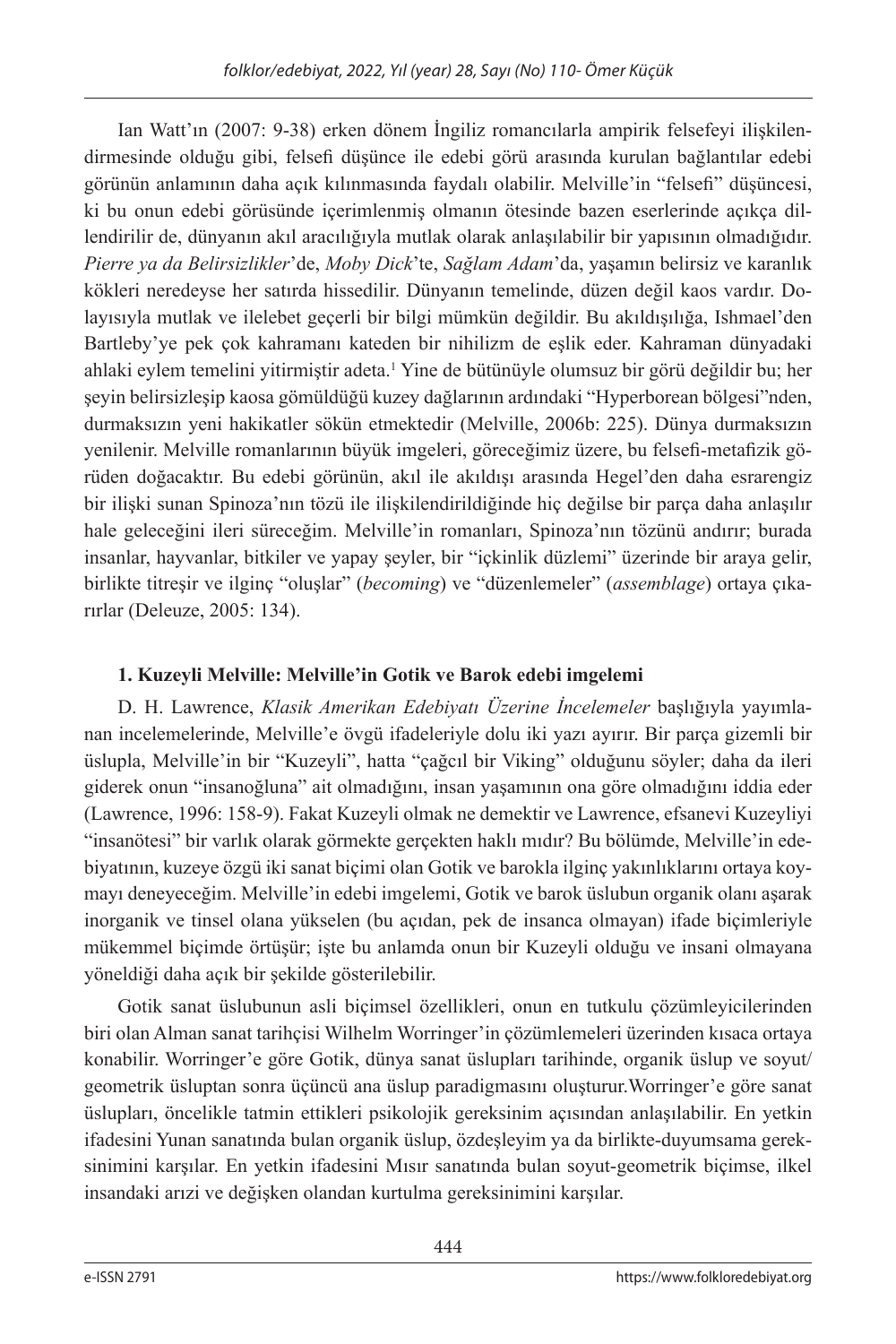Ian Watt'ın (2007: 9-38) erken dönem İngiliz romancılarla ampirik felsefeyi ilişkilendirmesinde olduğu gibi, felsefi düşünce ile edebi görü arasında kurulan bağlantılar edebi görünün anlamının daha açık kılınmasında faydalı olabilir. Melville'in "felsefi" düşüncesi, ki bu onun edebi görüsünde içerimlenmiş olmanın ötesinde bazen eserlerinde açıkça dillendirilir de, dünyanın akıl aracılığıyla mutlak olarak anlaşılabilir bir yapısının olmadığıdır. *Pierre ya da Belirsizlikler*'de, *Moby Dick*'te, *Sağlam Adam*'da, yaşamın belirsiz ve karanlık kökleri neredeyse her satırda hissedilir. Dünyanın temelinde, düzen değil kaos vardır. Dolayısıyla mutlak ve ilelebet geçerli bir bilgi mümkün değildir. Bu akıldışılığa, Ishmael'den Bartleby'ye pek çok kahramanı kateden bir nihilizm de eşlik eder. Kahraman dünyadaki ahlaki eylem temelini yitirmiştir adeta.[1] Yine de bütünüyle olumsuz bir görü değildir bu; her şeyin belirsizleşip kaosa gömüldüğü kuzey dağlarının ardındaki "Hyperborean bölgesi"nden, durmaksızın yeni hakikatler sökün etmektedir (Melville, 2006b: 225). Dünya durmaksızın yenilenir. Melville romanlarının büyük imgeleri, göreceğimiz üzere, bu felsefi-metafizik görüden doğacaktır. Bu edebi görünün, akıl ile akıldışı arasında Hegel'den daha esrarengiz bir ilişki sunan Spinoza'nın tözü ile ilişkilendirildiğinde hiç değilse bir parça daha anlaşılır hale geleceğini ileri süreceğim. Melville'in romanları, Spinoza'nın tözünü andırır; burada insanlar, hayvanlar, bitkiler ve yapay şeyler, bir "içkinlik düzlemi" üzerinde bir araya gelir, birlikte titreşir ve ilginç "oluşlar" (*becoming*) ve "düzenlemeler" (*assemblage*) ortaya çıkarırlar (Deleuze, 2005: 134).

## 1. Kuzeyli Melville: Melville'in Gotik ve Barok edebi imgelemi

D. H. Lawrence, *Klasik Amerikan Edebiyatı Üzerine İncelemeler* başlığıyla yayımlanan incelemelerinde, Melville'e övgü ifadeleriyle dolu iki yazı ayırır. Bir parça gizemli bir üslupla, Melville'in bir "Kuzeyli", hatta "çağcıl bir Viking" olduğunu söyler; daha da ileri giderek onun "insanoğluna" ait olmadığını, insan yaşamının ona göre olmadığını iddia eder (Lawrence, 1996: 158-9). Fakat Kuzeyli olmak ne demektir ve Lawrence, efsanevi Kuzeyliyi "insanötesi" bir varlık olarak görmekte gerçekten haklı mıdır? Bu bölümde, Melville'in edebiyatının, kuzeye özgü iki sanat biçimi olan Gotik ve barokla ilginç yakınlıklarını ortaya koymayı deneyeceğim. Melville'in edebi imgelemi, Gotik ve barok üslubun organik olanı aşarak inorganik ve tinsel olana yükselen (bu açıdan, pek de insanca olmayan) ifade biçimleriyle mükemmel biçimde örtüşür; işte bu anlamda onun bir Kuzeyli olduğu ve insani olmayana yöneldiği daha açık bir şekilde gösterilebilir.

Gotik sanat üslubunun asli biçimsel özellikleri, onun en tutkulu çözümleyicilerinden biri olan Alman sanat tarihçisi Wilhelm Worringer'in çözümlemeleri üzerinden kısaca ortaya konabilir. Worringer'e göre Gotik, dünya sanat üslupları tarihinde, organik üslup ve soyut/geometrik üsluptan sonra üçüncü ana üslup paradigmasını oluşturur.Worringer'e göre sanat üslupları, öncelikle tatmin ettikleri psikolojik gereksinim açısından anlaşılabilir. En yetkin ifadesini Yunan sanatında bulan organik üslup, özdeşleyim ya da birlikte-duyumsama gereksinimini karşılar. En yetkin ifadesini Mısır sanatında bulan soyut-geometrik biçimse, ilkel insandaki arızi ve değişken olandan kurtulma gereksinimini karşılar.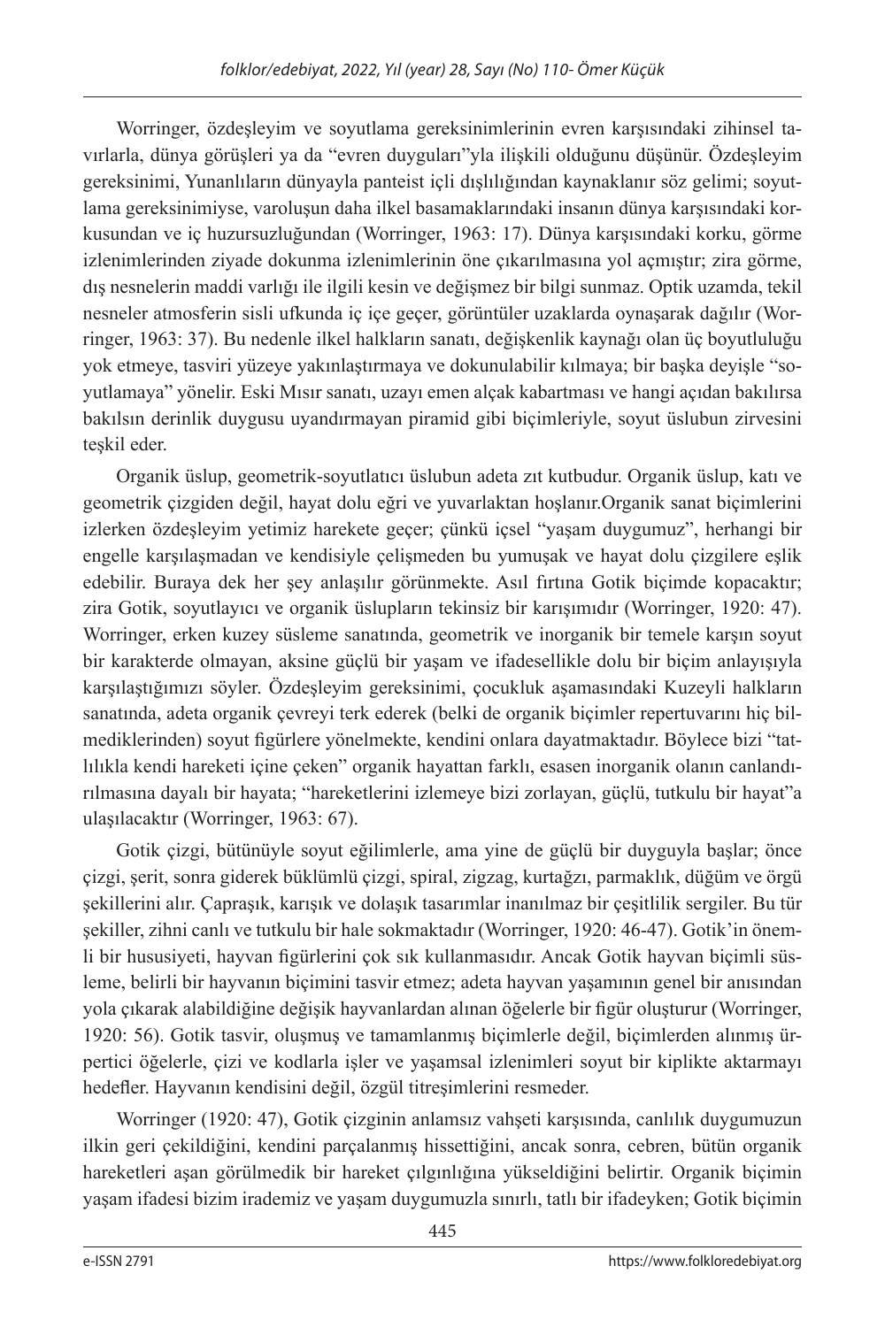Worringer, özdeşleyim ve soyutlama gereksinimlerinin evren karşısındaki zihinsel tavırlarla, dünya görüşleri ya da "evren duyguları"yla ilişkili olduğunu düşünür. Özdeşleyim gereksinimi, Yunanlıların dünyayla panteist içli dışlılığından kaynaklanır söz gelimi; soyutlama gereksinimiyse, varoluşun daha ilkel basamaklarındaki insanın dünya karşısındaki korkusundan ve iç huzursuzluğundan (Worringer, 1963: 17). Dünya karşısındaki korku, görme izlenimlerinden ziyade dokunma izlenimlerinin öne çıkarılmasına yol açmıştır; zira görme, dış nesnelerin maddi varlığı ile ilgili kesin ve değişmez bir bilgi sunmaz. Optik uzamda, tekil nesneler atmosferin sisli ufkunda iç içe geçer, görüntüler uzaklarda oynaşarak dağılır (Worringer, 1963: 37). Bu nedenle ilkel halkların sanatı, değişkenlik kaynağı olan üç boyutluluğu yok etmeye, tasviri yüzeye yakınlaştırmaya ve dokunulabilir kılmaya; bir başka deyişle "soyutlamaya" yönelir. Eski Mısır sanatı, uzayı emen alçak kabartması ve hangi açıdan bakılırsa bakılsın derinlik duygusu uyandırmayan piramid gibi biçimleriyle, soyut üslubun zirvesini teşkil eder.

Organik üslup, geometrik-soyutlatıcı üslubun adeta zıt kutbudur. Organik üslup, katı ve geometrik çizgiden değil, hayat dolu eğri ve yuvarlaktan hoşlanır.Organik sanat biçimlerini izlerken özdeşleyim yetimiz harekete geçer; çünkü içsel "yaşam duygumuz", herhangi bir engelle karşılaşmadan ve kendisiyle çelişmeden bu yumuşak ve hayat dolu çizgilere eşlik edebilir. Buraya dek her şey anlaşılır görünmekte. Asıl fırtına Gotik biçimde kopacaktır; zira Gotik, soyutlayıcı ve organik üslupların tekinsiz bir karışımıdır (Worringer, 1920: 47). Worringer, erken kuzey süsleme sanatında, geometrik ve inorganik bir temele karşın soyut bir karakterde olmayan, aksine güçlü bir yaşam ve ifadesellikle dolu bir biçim anlayışıyla karşılaştığımızı söyler. Özdeşleyim gereksinimi, çocukluk aşamasındaki Kuzeyli halkların sanatında, adeta organik çevreyi terk ederek (belki de organik biçimler repertuvarını hiç bilmediklerinden) soyut figürlere yönelmekte, kendini onlara dayatmaktadır. Böylece bizi "tatlılıkla kendi hareketi içine çeken" organik hayattan farklı, esasen inorganik olanın canlandırılmasına dayalı bir hayata; "hareketlerini izlemeye bizi zorlayan, güçlü, tutkulu bir hayat"a ulaşılacaktır (Worringer, 1963: 67).

Gotik çizgi, bütünüyle soyut eğilimlerle, ama yine de güçlü bir duyguyla başlar; önce çizgi, şerit, sonra giderek büklümlü çizgi, spiral, zigzag, kurtağzı, parmaklık, düğüm ve örgü şekillerini alır. Çapraşık, karışık ve dolaşık tasarımlar inanılmaz bir çeşitlilik sergiler. Bu tür şekiller, zihni canlı ve tutkulu bir hale sokmaktadır (Worringer, 1920: 46-47). Gotik'in önemli bir hususiyeti, hayvan figürlerini çok sık kullanmasıdır. Ancak Gotik hayvan biçimli süsleme, belirli bir hayvanın biçimini tasvir etmez; adeta hayvan yaşamının genel bir anısından yola çıkarak alabildiğine değişik hayvanlardan alınan öğelerle bir figür oluşturur (Worringer, 1920: 56). Gotik tasvir, oluşmuş ve tamamlanmış biçimlerle değil, biçimlerden alınmış ürpertici öğelerle, çizi ve kodlarla işler ve yaşamsal izlenimleri soyut bir kiplikte aktarmayı hedefler. Hayvanın kendisini değil, özgül titreşimlerini resmeder.

Worringer (1920: 47), Gotik çizginin anlamsız vahşeti karşısında, canlılık duygumuzun ilkin geri çekildiğini, kendini parçalanmış hissettiğini, ancak sonra, cebren, bütün organik hareketleri aşan görülmedik bir hareket çılgınlığına yükseldiğini belirtir. Organik biçimin yaşam ifadesi bizim irademiz ve yaşam duygumuzla sınırlı, tatlı bir ifadeyken; Gotik biçimin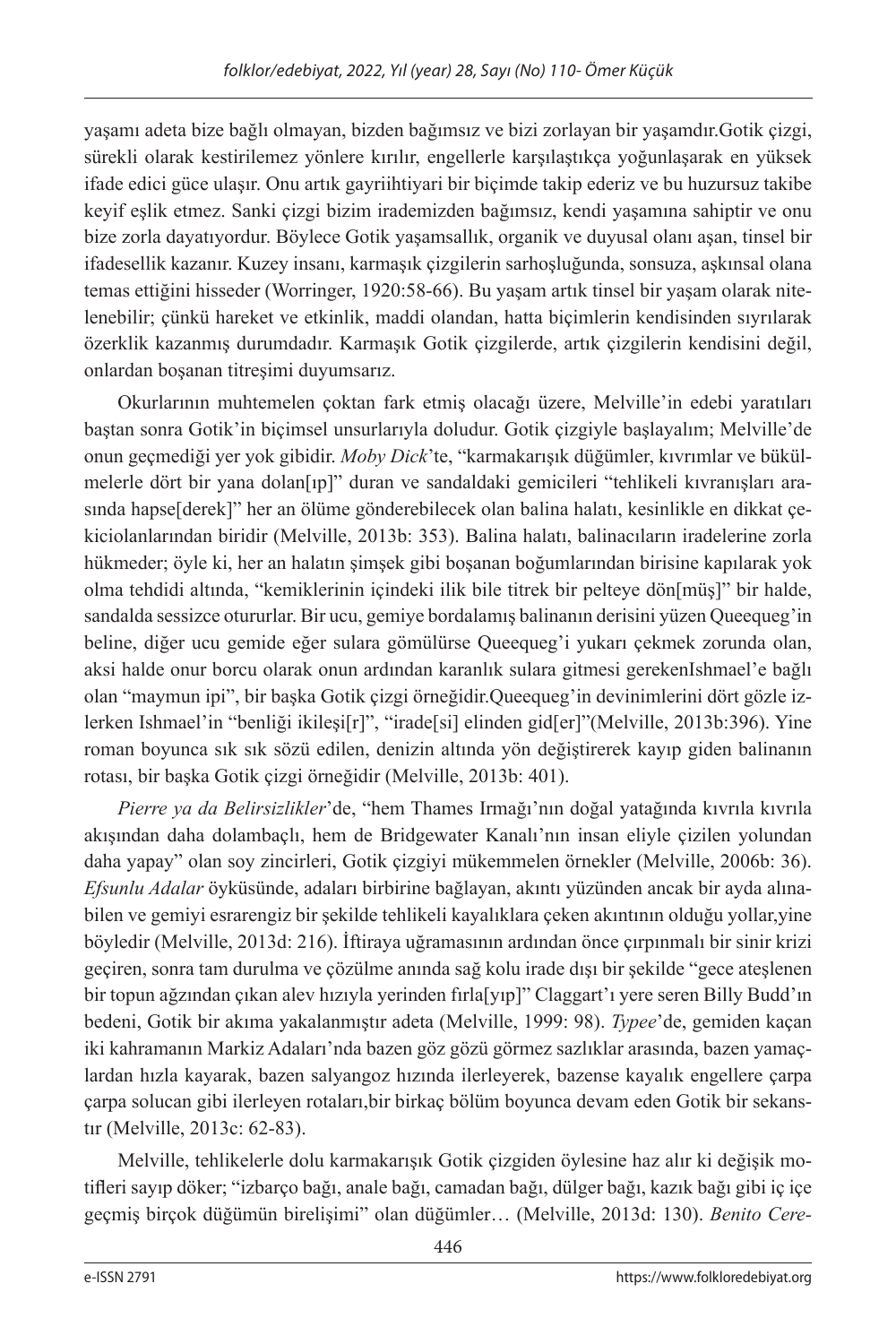yaşamı adeta bize bağlı olmayan, bizden bağımsız ve bizi zorlayan bir yaşamdır.Gotik çizgi, sürekli olarak kestirilemez yönlere kırılır, engellerle karşılaştıkça yoğunlaşarak en yüksek ifade edici güce ulaşır. Onu artık gayriihtiyari bir biçimde takip ederiz ve bu huzursuz takibe keyif eşlik etmez. Sanki çizgi bizim irademizden bağımsız, kendi yaşamına sahiptir ve onu bize zorla dayatıyordur. Böylece Gotik yaşamsallık, organik ve duyusal olanı aşan, tinsel bir ifadesellik kazanır. Kuzey insanı, karmaşık çizgilerin sarhoşluğunda, sonsuza, aşkınsal olana temas ettiğini hisseder (Worringer, 1920:58-66). Bu yaşam artık tinsel bir yaşam olarak nitelenebilir; çünkü hareket ve etkinlik, maddi olandan, hatta biçimlerin kendisinden sıyrılarak özerklik kazanmış durumdadır. Karmaşık Gotik çizgilerde, artık çizgilerin kendisini değil, onlardan boşanan titreşimi duyumsarız.

Okurlarının muhtemelen çoktan fark etmiş olacağı üzere, Melville'in edebi yaratıları baştan sonra Gotik'in biçimsel unsurlarıyla doludur. Gotik çizgiyle başlayalım; Melville'de onun geçmediği yer yok gibidir. *Moby Dick*'te, "karmakarışık düğümler, kıvrımlar ve bükülmelerle dört bir yana dolan[ıp]" duran ve sandaldaki gemicileri "tehlikeli kıvranışları arasında hapse[derek]" her an ölüme gönderebilecek olan balina halatı, kesinlikle en dikkat çekiciolanlarından biridir (Melville, 2013b: 353). Balina halatı, balinacıların iradelerine zorla hükmeder; öyle ki, her an halatın şimşek gibi boşanan boğumlarından birisine kapılarak yok olma tehdidi altında, "kemiklerinin içindeki ilik bile titrek bir pelteye dön[müş]" bir halde, sandalda sessizce otururlar. Bir ucu, gemiye bordalamış balinanın derisini yüzen Queequeg'in beline, diğer ucu gemide eğer sulara gömülürse Queequeg'i yukarı çekmek zorunda olan, aksi halde onur borcu olarak onun ardından karanlık sulara gitmesi gerekenIshmael'e bağlı olan "maymun ipi", bir başka Gotik çizgi örneğidir.Queequeg'in devinimlerini dört gözle izlerken Ishmael'in "benliği ikileşi[r]", "irade[si] elinden gid[er]"(Melville, 2013b:396). Yine roman boyunca sık sık sözü edilen, denizin altında yön değiştirerek kayıp giden balinanın rotası, bir başka Gotik çizgi örneğidir (Melville, 2013b: 401).

*Pierre ya da Belirsizlikler*'de, "hem Thames Irmağı'nın doğal yatağında kıvrıla kıvrıla akışından daha dolambaçlı, hem de Bridgewater Kanalı'nın insan eliyle çizilen yolundan daha yapay" olan soy zincirleri, Gotik çizgiyi mükemmelen örnekler (Melville, 2006b: 36). *Efsunlu Adalar* öyküsünde, adaları birbirine bağlayan, akıntı yüzünden ancak bir ayda alınabilen ve gemiyi esrarengiz bir şekilde tehlikeli kayalıklara çeken akıntının olduğu yollar,yine böyledir (Melville, 2013d: 216). İftiraya uğramasının ardından önce çırpınmalı bir sinir krizi geçiren, sonra tam durulma ve çözülme anında sağ kolu irade dışı bir şekilde "gece ateşlenen bir topun ağzından çıkan alev hızıyla yerinden fırla[yıp]" Claggart'ı yere seren Billy Budd'ın bedeni, Gotik bir akıma yakalanmıştır adeta (Melville, 1999: 98). *Typee*'de, gemiden kaçan iki kahramanın Markiz Adaları'nda bazen göz gözü görmez sazlıklar arasında, bazen yamaçlardan hızla kayarak, bazen salyangoz hızında ilerleyerek, bazense kayalık engellere çarpa çarpa solucan gibi ilerleyen rotaları,bir birkaç bölüm boyunca devam eden Gotik bir sekanstır (Melville, 2013c: 62-83).

Melville, tehlikelerle dolu karmakarışık Gotik çizgiden öylesine haz alır ki değişik motifleri sayıp döker; "izbarço bağı, anale bağı, camadan bağı, dülger bağı, kazık bağı gibi iç içe geçmiş birçok düğümün birelişimi" olan düğümler… (Melville, 2013d: 130). *Benito Cere-*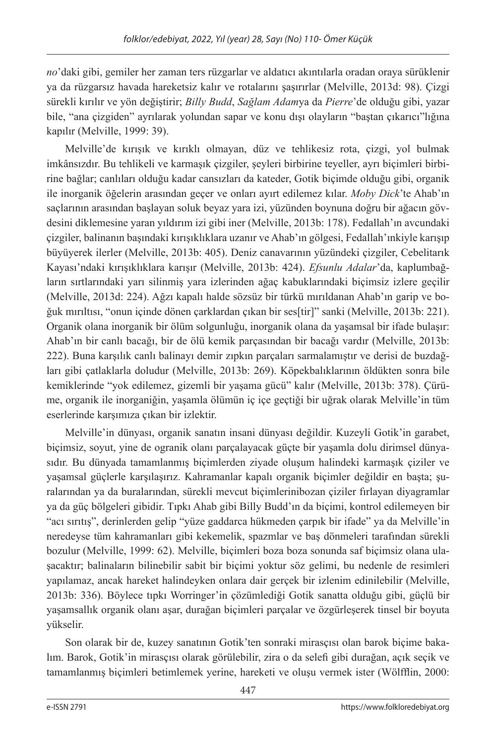*no*'daki gibi, gemiler her zaman ters rüzgarlar ve aldatıcı akıntılarla oradan oraya sürüklenir ya da rüzgarsız havada hareketsiz kalır ve rotalarını şaşırırlar (Melville, 2013d: 98). Çizgi sürekli kırılır ve yön değiştirir; *Billy Budd*, *Sağlam Adam*ya da *Pierre*'de olduğu gibi, yazar bile, "ana çizgiden" ayrılarak yolundan sapar ve konu dışı olayların "baştan çıkarıcı"lığına kapılır (Melville, 1999: 39).

Melville'de kırışık ve kırıklı olmayan, düz ve tehlikesiz rota, çizgi, yol bulmak imkânsızdır. Bu tehlikeli ve karmaşık çizgiler, şeyleri birbirine teyeller, ayrı biçimleri birbirine bağlar; canlıları olduğu kadar cansızları da kateder, Gotik biçimde olduğu gibi, organik ile inorganik öğelerin arasından geçer ve onları ayırt edilemez kılar. *Moby Dick*'te Ahab'ın saçlarının arasından başlayan soluk beyaz yara izi, yüzünden boynuna doğru bir ağacın gövdesini diklemesine yaran yıldırım izi gibi iner (Melville, 2013b: 178). Fedallah'ın avcundaki çizgiler, balinanın başındaki kırışıklıklara uzanır ve Ahab'ın gölgesi, Fedallah'ınkiyle karışıp büyüyerek ilerler (Melville, 2013b: 405). Deniz canavarının yüzündeki çizgiler, Cebelitarık Kayası'ndaki kırışıklıklara karışır (Melville, 2013b: 424). *Efsunlu Adalar*'da, kaplumbağaların sırtlarındaki yarı silinmiş yara izlerinden ağaç kabuklarındaki biçimsiz izlere geçilir (Melville, 2013d: 224). Ağzı kapalı halde sözsüz bir türkü mırıldanan Ahab'ın garip ve boğuk mırıltısı, "onun içinde dönen çarklardan çıkan bir ses[tir]" sanki (Melville, 2013b: 221). Organik olana inorganik bir ölüm solgunluğu, inorganik olana da yaşamsal bir ifade bulaşır: Ahab'ın bir canlı bacağı, bir de ölü kemik parçasından bir bacağı vardır (Melville, 2013b: 222). Buna karşılık canlı balinayı demir zıpkın parçaları sarmalamıştır ve derisi de buzdağları gibi çatlaklarla doludur (Melville, 2013b: 269). Köpekbalıklarının öldükten sonra bile kemiklerinde "yok edilemez, gizemli bir yaşama gücü" kalır (Melville, 2013b: 378). Çürüme, organik ile inorganiğin, yaşamla ölümün iç içe geçtiği bir uğrak olarak Melville'in tüm eserlerinde karşımıza çıkan bir izlektir.

Melville'in dünyası, organik sanatın insani dünyası değildir. Kuzeyli Gotik'in garabet, biçimsiz, soyut, yine de ogranik olanı parçalayacak güçte bir yaşamla dolu dirimsel dünyasıdır. Bu dünyada tamamlanmış biçimlerden ziyade oluşum halindeki karmaşık çiziler ve yaşamsal güçlerle karşılaşırız. Kahramanlar kapalı organik biçimler değildir en başta; şuralarından ya da buralarından, sürekli mevcut biçimlerinibozan çiziler fırlayan diyagramlar ya da güç bölgeleri gibidir. Tıpkı Ahab gibi Billy Budd'ın da biçimi, kontrol edilemeyen bir "acı sırıtış", derinlerden gelip "yüze gaddarca hükmeden çarpık bir ifade" ya da Melville'in neredeyse tüm kahramanları gibi kekemelik, spazmlar ve baş dönmeleri tarafından sürekli bozulur (Melville, 1999: 62). Melville, biçimleri boza boza sonunda saf biçimsiz olana ulaşacaktır; balinaların bilinebilir sabit bir biçimi yoktur söz gelimi, bu nedenle de resimleri yapılamaz, ancak hareket halindeyken onlara dair gerçek bir izlenim edinilebilir (Melville, 2013b: 336). Böylece tıpkı Worringer'in çözümlediği Gotik sanatta olduğu gibi, güçlü bir yaşamsallık organik olanı aşar, durağan biçimleri parçalar ve özgürleşerek tinsel bir boyuta yükselir.

Son olarak bir de, kuzey sanatının Gotik'ten sonraki mirasçısı olan barok biçime bakalım. Barok, Gotik'in mirasçısı olarak görülebilir, zira o da selefi gibi durağan, açık seçik ve tamamlanmış biçimleri betimlemek yerine, hareketi ve oluşu vermek ister (Wölfflin, 2000: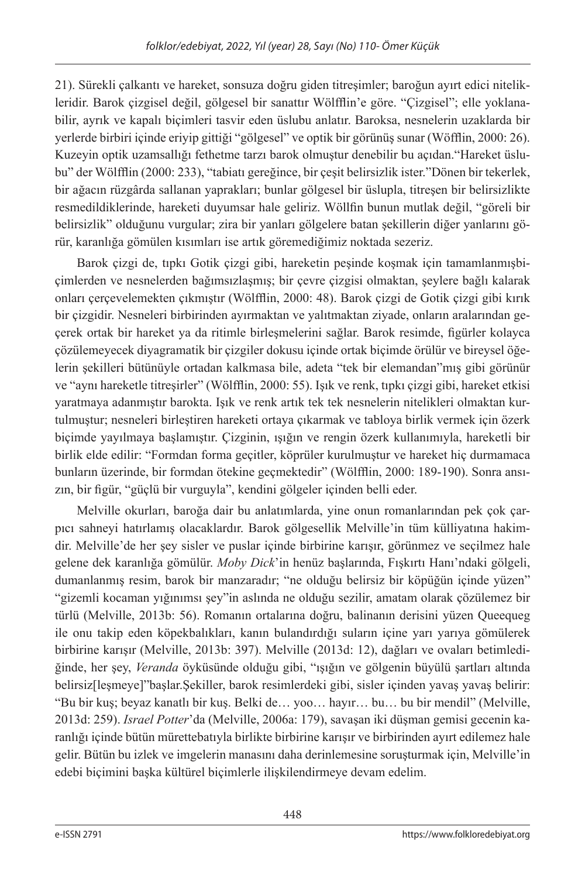21). Sürekli çalkantı ve hareket, sonsuza doğru giden titreşimler; baroğun ayırt edici nitelikleridir. Barok çizgisel değil, gölgesel bir sanattır Wölfflin'e göre. "Çizgisel"; elle yoklanabilir, ayrık ve kapalı biçimleri tasvir eden üslubu anlatır. Baroksa, nesnelerin uzaklarda bir yerlerde birbiri içinde eriyip gittiği "gölgesel" ve optik bir görünüş sunar (Wöfflin, 2000: 26). Kuzeyin optik uzamsallığı fethetme tarzı barok olmuştur denebilir bu açıdan."Hareket üslubu" der Wölfflin (2000: 233), "tabiatı gereğince, bir çeşit belirsizlik ister."Dönen bir tekerlek, bir ağacın rüzgârda sallanan yaprakları; bunlar gölgesel bir üslupla, titreşen bir belirsizlikte resmedildiklerinde, hareketi duyumsar hale geliriz. Wöllfin bunun mutlak değil, "göreli bir belirsizlik" olduğunu vurgular; zira bir yanları gölgelere batan şekillerin diğer yanlarını görür, karanlığa gömülen kısımları ise artık göremediğimiz noktada sezeriz.

Barok çizgi de, tıpkı Gotik çizgi gibi, hareketin peşinde koşmak için tamamlanmışbiçimlerden ve nesnelerden bağımsızlaşmış; bir çevre çizgisi olmaktan, şeylere bağlı kalarak onları çerçevelemekten çıkmıştır (Wölfflin, 2000: 48). Barok çizgi de Gotik çizgi gibi kırık bir çizgidir. Nesneleri birbirinden ayırmaktan ve yalıtmaktan ziyade, onların aralarından geçerek ortak bir hareket ya da ritimle birleşmelerini sağlar. Barok resimde, figürler kolayca çözülemeyecek diyagramatik bir çizgiler dokusu içinde ortak biçimde örülür ve bireysel öğelerin şekilleri bütünüyle ortadan kalkmasa bile, adeta "tek bir elemandan"mış gibi görünür ve "aynı hareketle titreşirler" (Wölfflin, 2000: 55). Işık ve renk, tıpkı çizgi gibi, hareket etkisi yaratmaya adanmıştır barokta. Işık ve renk artık tek tek nesnelerin nitelikleri olmaktan kurtulmuştur; nesneleri birleştiren hareketi ortaya çıkarmak ve tabloya birlik vermek için özerk biçimde yayılmaya başlamıştır. Çizginin, ışığın ve rengin özerk kullanımıyla, hareketli bir birlik elde edilir: "Formdan forma geçitler, köprüler kurulmuştur ve hareket hiç durmamaca bunların üzerinde, bir formdan ötekine geçmektedir" (Wölfflin, 2000: 189-190). Sonra ansızın, bir figür, "güçlü bir vurguyla", kendini gölgeler içinden belli eder.

Melville okurları, baroğa dair bu anlatımlarda, yine onun romanlarından pek çok çarpıcı sahneyi hatırlamış olacaklardır. Barok gölgesellik Melville'in tüm külliyatına hakimdir. Melville'de her şey sisler ve puslar içinde birbirine karışır, görünmez ve seçilmez hale gelene dek karanlığa gömülür. *Moby Dick*'in henüz başlarında, Fışkırtı Hanı'ndaki gölgeli, dumanlanmış resim, barok bir manzaradır; "ne olduğu belirsiz bir köpüğün içinde yüzen" "gizemli kocaman yığınımsı şey"in aslında ne olduğu sezilir, amatam olarak çözülemez bir türlü (Melville, 2013b: 56). Romanın ortalarına doğru, balinanın derisini yüzen Queequeg ile onu takip eden köpekbalıkları, kanın bulandırdığı suların içine yarı yarıya gömülerek birbirine karışır (Melville, 2013b: 397). Melville (2013d: 12), dağları ve ovaları betimlediğinde, her şey, *Veranda* öyküsünde olduğu gibi, "ışığın ve gölgenin büyülü şartları altında belirsiz[leşmeye]"başlar.Şekiller, barok resimlerdeki gibi, sisler içinden yavaş yavaş belirir: "Bu bir kuş; beyaz kanatlı bir kuş. Belki de… yoo… hayır… bu… bu bir mendil" (Melville, 2013d: 259). *Israel Potter*'da (Melville, 2006a: 179), savaşan iki düşman gemisi gecenin karanlığı içinde bütün mürettebatıyla birlikte birbirine karışır ve birbirinden ayırt edilemez hale gelir. Bütün bu izlek ve imgelerin manasını daha derinlemesine soruşturmak için, Melville'in edebi biçimini başka kültürel biçimlerle ilişkilendirmeye devam edelim.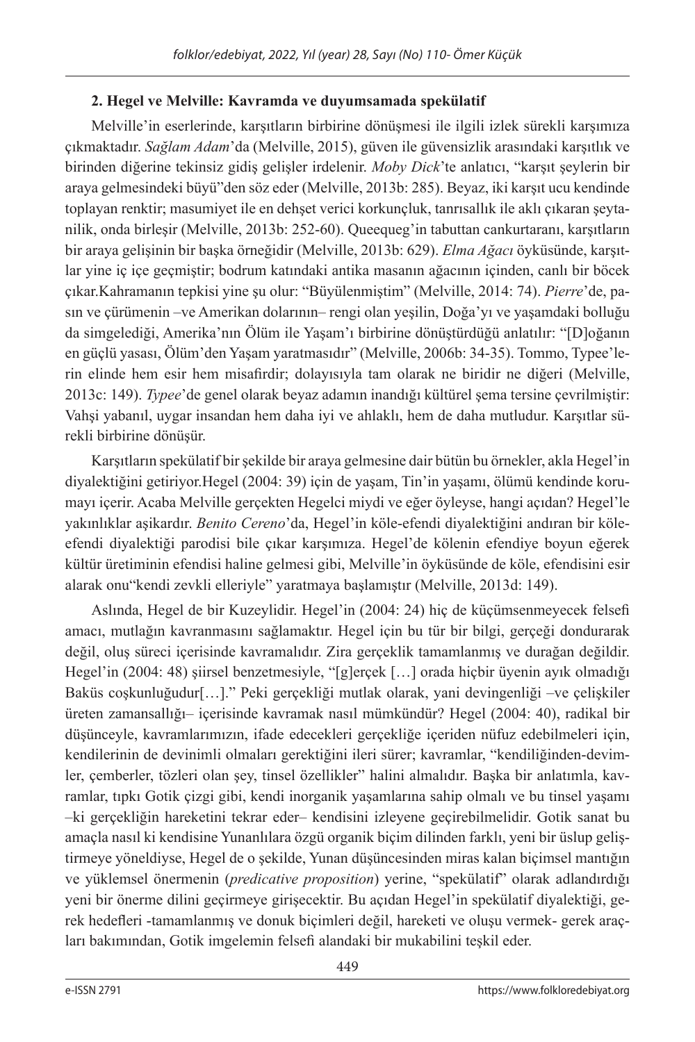## 2. Hegel ve Melville: Kavramda ve duyumsamada spekülatif

Melville'in eserlerinde, karşıtların birbirine dönüşmesi ile ilgili izlek sürekli karşımıza çıkmaktadır. *Sağlam Adam*'da (Melville, 2015), güven ile güvensizlik arasındaki karşıtlık ve birinden diğerine tekinsiz gidiş gelişler irdelenir. *Moby Dick*'te anlatıcı, "karşıt şeylerin bir araya gelmesindeki büyü"den söz eder (Melville, 2013b: 285). Beyaz, iki karşıt ucu kendinde toplayan renktir; masumiyet ile en dehşet verici korkunçluk, tanrısallık ile aklı çıkaran şeytanilik, onda birleşir (Melville, 2013b: 252-60). Queequeg'in tabuttan cankurtaranı, karşıtların bir araya gelişinin bir başka örneğidir (Melville, 2013b: 629). *Elma Ağacı* öyküsünde, karşıtlar yine iç içe geçmiştir; bodrum katındaki antika masanın ağacının içinden, canlı bir böcek çıkar.Kahramanın tepkisi yine şu olur: "Büyülenmiştim" (Melville, 2014: 74). *Pierre*'de, pasın ve çürümenin –ve Amerikan dolarının– rengi olan yeşilin, Doğa'yı ve yaşamdaki bolluğu da simgelediği, Amerika'nın Ölüm ile Yaşam'ı birbirine dönüştürdüğü anlatılır: "[D]oğanın en güçlü yasası, Ölüm'den Yaşam yaratmasıdır" (Melville, 2006b: 34-35). Tommo, Typee'lerin elinde hem esir hem misafirdir; dolayısıyla tam olarak ne biridir ne diğeri (Melville, 2013c: 149). *Typee*'de genel olarak beyaz adamın inandığı kültürel şema tersine çevrilmiştir: Vahşi yabanıl, uygar insandan hem daha iyi ve ahlaklı, hem de daha mutludur. Karşıtlar sürekli birbirine dönüşür.

Karşıtların spekülatif bir şekilde bir araya gelmesine dair bütün bu örnekler, akla Hegel'in diyalektiğini getiriyor.Hegel (2004: 39) için de yaşam, Tin'in yaşamı, ölümü kendinde korumayı içerir. Acaba Melville gerçekten Hegelci miydi ve eğer öyleyse, hangi açıdan? Hegel'le yakınlıklar aşikardır. *Benito Cereno*'da, Hegel'in köle-efendi diyalektiğini andıran bir köle-efendi diyalektiği parodisi bile çıkar karşımıza. Hegel'de kölenin efendiye boyun eğerek kültür üretiminin efendisi haline gelmesi gibi, Melville'in öyküsünde de köle, efendisini esir alarak onu"kendi zevkli elleriyle" yaratmaya başlamıştır (Melville, 2013d: 149).

Aslında, Hegel de bir Kuzeylidir. Hegel'in (2004: 24) hiç de küçümsenmeyecek felsefi amacı, mutlağın kavranmasını sağlamaktır. Hegel için bu tür bir bilgi, gerçeği dondurarak değil, oluş süreci içerisinde kavramalıdır. Zira gerçeklik tamamlanmış ve durağan değildir. Hegel'in (2004: 48) şiirsel benzetmesiyle, "[g]erçek […] orada hiçbir üyenin ayık olmadığı Baküs coşkunluğudur[…]." Peki gerçekliği mutlak olarak, yani devingenliği –ve çelişkiler üreten zamansallığı– içerisinde kavramak nasıl mümkündür? Hegel (2004: 40), radikal bir düşünceyle, kavramlarımızın, ifade edecekleri gerçekliğe içeriden nüfuz edebilmeleri için, kendilerinin de devinimli olmaları gerektiğini ileri sürer; kavramlar, "kendiliğinden-devimler, çemberler, tözleri olan şey, tinsel özellikler" halini almalıdır. Başka bir anlatımla, kavramlar, tıpkı Gotik çizgi gibi, kendi inorganik yaşamlarına sahip olmalı ve bu tinsel yaşamı –ki gerçekliğin hareketini tekrar eder– kendisini izleyene geçirebilmelidir. Gotik sanat bu amaçla nasıl ki kendisine Yunanlılara özgü organik biçim dilinden farklı, yeni bir üslup geliştirmeye yöneldiyse, Hegel de o şekilde, Yunan düşüncesinden miras kalan biçimsel mantığın ve yüklemsel önermenin (*predicative proposition*) yerine, "spekülatif" olarak adlandırdığı yeni bir önerme dilini geçirmeye girişecektir. Bu açıdan Hegel'in spekülatif diyalektiği, gerek hedefleri -tamamlanmış ve donuk biçimleri değil, hareketi ve oluşu vermek- gerek araçları bakımından, Gotik imgelemin felsefi alandaki bir mukabilini teşkil eder.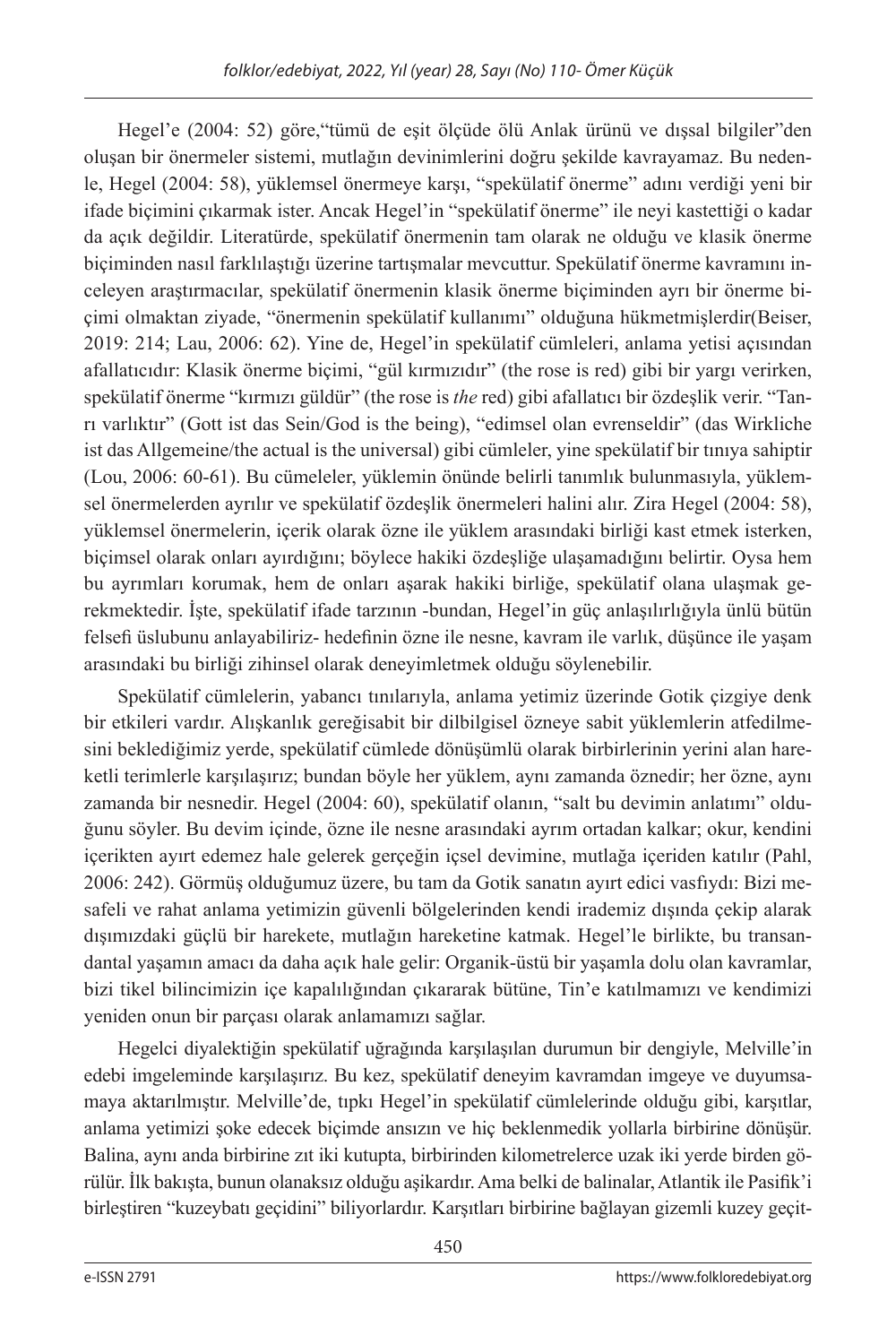Hegel'e (2004: 52) göre,"tümü de eşit ölçüde ölü Anlak ürünü ve dışsal bilgiler"den oluşan bir önermeler sistemi, mutlağın devinimlerini doğru şekilde kavrayamaz. Bu nedenle, Hegel (2004: 58), yüklemsel önermeye karşı, "spekülatif önerme" adını verdiği yeni bir ifade biçimini çıkarmak ister. Ancak Hegel'in "spekülatif önerme" ile neyi kastettiği o kadar da açık değildir. Literatürde, spekülatif önermenin tam olarak ne olduğu ve klasik önerme biçiminden nasıl farklılaştığı üzerine tartışmalar mevcuttur. Spekülatif önerme kavramını inceleyen araştırmacılar, spekülatif önermenin klasik önerme biçiminden ayrı bir önerme biçimi olmaktan ziyade, "önermenin spekülatif kullanımı" olduğuna hükmetmişlerdir(Beiser, 2019: 214; Lau, 2006: 62). Yine de, Hegel'in spekülatif cümleleri, anlama yetisi açısından afallatıcıdır: Klasik önerme biçimi, "gül kırmızıdır" (the rose is red) gibi bir yargı verirken, spekülatif önerme "kırmızı güldür" (the rose is *the* red) gibi afallatıcı bir özdeşlik verir. "Tanrı varlıktır" (Gott ist das Sein/God is the being), "edimsel olan evrenseldir" (das Wirkliche ist das Allgemeine/the actual is the universal) gibi cümleler, yine spekülatif bir tınıya sahiptir (Lou, 2006: 60-61). Bu cümeleler, yüklemin önünde belirli tanımlık bulunmasıyla, yüklemsel önermelerden ayrılır ve spekülatif özdeşlik önermeleri halini alır. Zira Hegel (2004: 58), yüklemsel önermelerin, içerik olarak özne ile yüklem arasındaki birliği kast etmek isterken, biçimsel olarak onları ayırdığını; böylece hakiki özdeşliğe ulaşamadığını belirtir. Oysa hem bu ayrımları korumak, hem de onları aşarak hakiki birliğe, spekülatif olana ulaşmak gerekmektedir. İşte, spekülatif ifade tarzının -bundan, Hegel'in güç anlaşılırlığıyla ünlü bütün felsefi üslubunu anlayabiliriz- hedefinin özne ile nesne, kavram ile varlık, düşünce ile yaşam arasındaki bu birliği zihinsel olarak deneyimletmek olduğu söylenebilir.

Spekülatif cümlelerin, yabancı tınılarıyla, anlama yetimiz üzerinde Gotik çizgiye denk bir etkileri vardır. Alışkanlık gereğisabit bir dilbilgisel özneye sabit yüklemlerin atfedilmesini beklediğimiz yerde, spekülatif cümlede dönüşümlü olarak birbirlerinin yerini alan hareketli terimlerle karşılaşırız; bundan böyle her yüklem, aynı zamanda öznedir; her özne, aynı zamanda bir nesnedir. Hegel (2004: 60), spekülatif olanın, "salt bu devimin anlatımı" olduğunu söyler. Bu devim içinde, özne ile nesne arasındaki ayrım ortadan kalkar; okur, kendini içerikten ayırt edemez hale gelerek gerçeğin içsel devimine, mutlağa içeriden katılır (Pahl, 2006: 242). Görmüş olduğumuz üzere, bu tam da Gotik sanatın ayırt edici vasfıydı: Bizi mesafeli ve rahat anlama yetimizin güvenli bölgelerinden kendi irademiz dışında çekip alarak dışımızdaki güçlü bir harekete, mutlağın hareketine katmak. Hegel'le birlikte, bu transandantal yaşamın amacı da daha açık hale gelir: Organik-üstü bir yaşamla dolu olan kavramlar, bizi tikel bilincimizin içe kapalılığından çıkararak bütüne, Tin'e katılmamızı ve kendimizi yeniden onun bir parçası olarak anlamamızı sağlar.

Hegelci diyalektiğin spekülatif uğrağında karşılaşılan durumun bir dengiyle, Melville'in edebi imgeleminde karşılaşırız. Bu kez, spekülatif deneyim kavramdan imgeye ve duyumsamaya aktarılmıştır. Melville'de, tıpkı Hegel'in spekülatif cümlelerinde olduğu gibi, karşıtlar, anlama yetimizi şoke edecek biçimde ansızın ve hiç beklenmedik yollarla birbirine dönüşür. Balina, aynı anda birbirine zıt iki kutupta, birbirinden kilometrelerce uzak iki yerde birden görülür. İlk bakışta, bunun olanaksız olduğu aşikardır. Ama belki de balinalar, Atlantik ile Pasifik'i birleştiren "kuzeybatı geçidini" biliyorlardır. Karşıtları birbirine bağlayan gizemli kuzey geçit-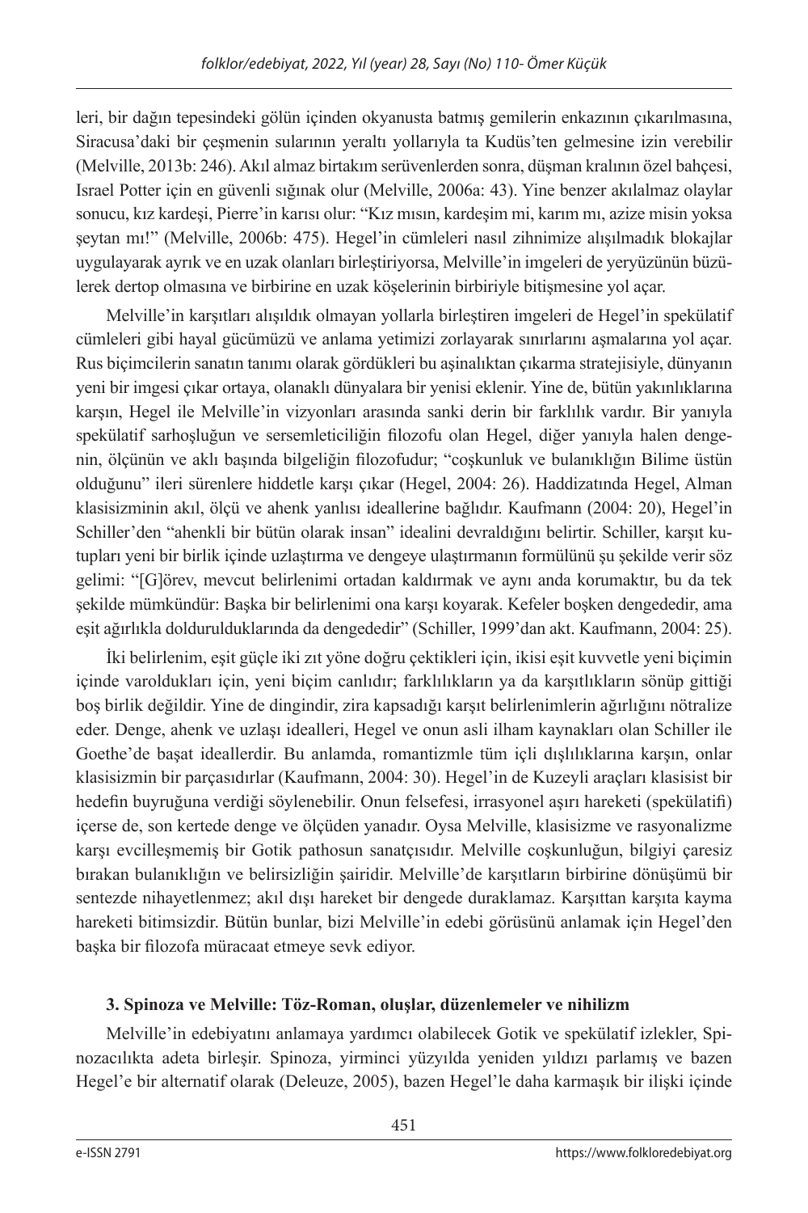leri, bir dağın tepesindeki gölün içinden okyanusta batmış gemilerin enkazının çıkarılmasına, Siracusa'daki bir çeşmenin sularının yeraltı yollarıyla ta Kudüs'ten gelmesine izin verebilir (Melville, 2013b: 246). Akıl almaz birtakım serüvenlerden sonra, düşman kralının özel bahçesi, Israel Potter için en güvenli sığınak olur (Melville, 2006a: 43). Yine benzer akılalmaz olaylar sonucu, kız kardeşi, Pierre'in karısı olur: "Kız mısın, kardeşim mi, karım mı, azize misin yoksa şeytan mı!" (Melville, 2006b: 475). Hegel'in cümleleri nasıl zihnimize alışılmadık blokajlar uygulayarak ayrık ve en uzak olanları birleştiriyorsa, Melville'in imgeleri de yeryüzünün büzülerek dertop olmasına ve birbirine en uzak köşelerinin birbiriyle bitişmesine yol açar.

Melville'in karşıtları alışıldık olmayan yollarla birleştiren imgeleri de Hegel'in spekülatif cümleleri gibi hayal gücümüzü ve anlama yetimizi zorlayarak sınırlarını aşmalarına yol açar. Rus biçimcilerin sanatın tanımı olarak gördükleri bu aşinalıktan çıkarma stratejisiyle, dünyanın yeni bir imgesi çıkar ortaya, olanaklı dünyalara bir yenisi eklenir. Yine de, bütün yakınlıklarına karşın, Hegel ile Melville'in vizyonları arasında sanki derin bir farklılık vardır. Bir yanıyla spekülatif sarhoşluğun ve sersemleticiliğin filozofu olan Hegel, diğer yanıyla halen dengenin, ölçünün ve aklı başında bilgeliğin filozofudur; "coşkunluk ve bulanıklığın Bilime üstün olduğunu" ileri sürenlere hiddetle karşı çıkar (Hegel, 2004: 26). Haddizatında Hegel, Alman klasisizminin akıl, ölçü ve ahenk yanlısı ideallerine bağlıdır. Kaufmann (2004: 20), Hegel'in Schiller'den "ahenkli bir bütün olarak insan" idealini devraldığını belirtir. Schiller, karşıt kutupları yeni bir birlik içinde uzlaştırma ve dengeye ulaştırmanın formülünü şu şekilde verir söz gelimi: "[G]örev, mevcut belirlenimi ortadan kaldırmak ve aynı anda korumaktır, bu da tek şekilde mümkündür: Başka bir belirlenimi ona karşı koyarak. Kefeler boşken dengededir, ama eşit ağırlıkla doldurulduklarında da dengededir" (Schiller, 1999'dan akt. Kaufmann, 2004: 25).

İki belirlenim, eşit güçle iki zıt yöne doğru çektikleri için, ikisi eşit kuvvetle yeni biçimin içinde varoldukları için, yeni biçim canlıdır; farklılıkların ya da karşıtlıkların sönüp gittiği boş birlik değildir. Yine de dingindir, zira kapsadığı karşıt belirlenimlerin ağırlığını nötralize eder. Denge, ahenk ve uzlaşı idealleri, Hegel ve onun asli ilham kaynakları olan Schiller ile Goethe'de başat ideallerdir. Bu anlamda, romantizmle tüm içli dışlılıklarına karşın, onlar klasisizmin bir parçasıdırlar (Kaufmann, 2004: 30). Hegel'in de Kuzeyli araçları klasisist bir hedefin buyruğuna verdiği söylenebilir. Onun felsefesi, irrasyonel aşırı hareketi (spekülatifi) içerse de, son kertede denge ve ölçüden yanadır. Oysa Melville, klasisizme ve rasyonalizme karşı evcilleşmemiş bir Gotik pathosun sanatçısıdır. Melville coşkunluğun, bilgiyi çaresiz bırakan bulanıklığın ve belirsizliğin şairidir. Melville'de karşıtların birbirine dönüşümü bir sentezde nihayetlenmez; akıl dışı hareket bir dengede duraklamaz. Karşıttan karşıta kayma hareketi bitimsizdir. Bütün bunlar, bizi Melville'in edebi görüsünü anlamak için Hegel'den başka bir filozofa müracaat etmeye sevk ediyor.

### 3. Spinoza ve Melville: Töz-Roman, oluşlar, düzenlemeler ve nihilizm

Melville'in edebiyatını anlamaya yardımcı olabilecek Gotik ve spekülatif izlekler, Spinozacılıkta adeta birleşir. Spinoza, yirminci yüzyılda yeniden yıldızı parlamış ve bazen Hegel'e bir alternatif olarak (Deleuze, 2005), bazen Hegel'le daha karmaşık bir ilişki içinde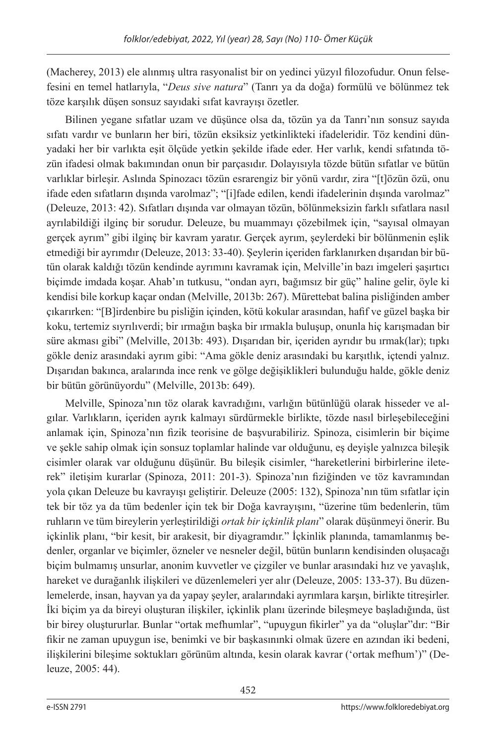(Macherey, 2013) ele alınmış ultra rasyonalist bir on yedinci yüzyıl filozofudur. Onun felsefesini en temel hatlarıyla, "*Deus sive natura*" (Tanrı ya da doğa) formülü ve bölünmez tek töze karşılık düşen sonsuz sayıdaki sıfat kavrayışı özetler.

Bilinen yegane sıfatlar uzam ve düşünce olsa da, tözün ya da Tanrı'nın sonsuz sayıda sıfatı vardır ve bunların her biri, tözün eksiksiz yetkinlikteki ifadeleridir. Töz kendini dünyadaki her bir varlıkta eşit ölçüde yetkin şekilde ifade eder. Her varlık, kendi sıfatında tözün ifadesi olmak bakımından onun bir parçasıdır. Dolayısıyla tözde bütün sıfatlar ve bütün varlıklar birleşir. Aslında Spinozacı tözün esrarengiz bir yönü vardır, zira "[t]özün özü, onu ifade eden sıfatların dışında varolmaz"; "[i]fade edilen, kendi ifadelerinin dışında varolmaz" (Deleuze, 2013: 42). Sıfatları dışında var olmayan tözün, bölünmeksizin farklı sıfatlara nasıl ayrılabildiği ilginç bir sorudur. Deleuze, bu muammayı çözebilmek için, "sayısal olmayan gerçek ayrım" gibi ilginç bir kavram yaratır. Gerçek ayrım, şeylerdeki bir bölünmenin eşlik etmediği bir ayrımdır (Deleuze, 2013: 33-40). Şeylerin içeriden farklanırken dışarıdan bir bütün olarak kaldığı tözün kendinde ayrımını kavramak için, Melville'in bazı imgeleri şaşırtıcı biçimde imdada koşar. Ahab'ın tutkusu, "ondan ayrı, bağımsız bir güç" haline gelir, öyle ki kendisi bile korkup kaçar ondan (Melville, 2013b: 267). Mürettebat balina pisliğinden amber çıkarırken: "[B]irdenbire bu pisliğin içinden, kötü kokular arasından, hafif ve güzel başka bir koku, tertemiz sıyrılıverdi; bir ırmağın başka bir ırmakla buluşup, onunla hiç karışmadan bir süre akması gibi" (Melville, 2013b: 493). Dışarıdan bir, içeriden ayrıdır bu ırmak(lar); tıpkı gökle deniz arasındaki ayrım gibi: "Ama gökle deniz arasındaki bu karşıtlık, içtendi yalnız. Dışarıdan bakınca, aralarında ince renk ve gölge değişiklikleri bulunduğu halde, gökle deniz bir bütün görünüyordu" (Melville, 2013b: 649).

Melville, Spinoza'nın töz olarak kavradığını, varlığın bütünlüğü olarak hisseder ve algılar. Varlıkların, içeriden ayrık kalmayı sürdürmekle birlikte, tözde nasıl birleşebileceğini anlamak için, Spinoza'nın fizik teorisine de başvurabiliriz. Spinoza, cisimlerin bir biçime ve şekle sahip olmak için sonsuz toplamlar halinde var olduğunu, eş deyişle yalnızca bileşik cisimler olarak var olduğunu düşünür. Bu bileşik cisimler, "hareketlerini birbirlerine ileterek" iletişim kurarlar (Spinoza, 2011: 201-3). Spinoza'nın fiziğinden ve töz kavramından yola çıkan Deleuze bu kavrayışı geliştirir. Deleuze (2005: 132), Spinoza'nın tüm sıfatlar için tek bir töz ya da tüm bedenler için tek bir Doğa kavrayışını, "üzerine tüm bedenlerin, tüm ruhların ve tüm bireylerin yerleştirildiği *ortak bir içkinlik planı*" olarak düşünmeyi önerir. Bu içkinlik planı, "bir kesit, bir arakesit, bir diyagramdır." İçkinlik planında, tamamlanmış bedenler, organlar ve biçimler, özneler ve nesneler değil, bütün bunların kendisinden oluşacağı biçim bulmamış unsurlar, anonim kuvvetler ve çizgiler ve bunlar arasındaki hız ve yavaşlık, hareket ve durağanlık ilişkileri ve düzenlemeleri yer alır (Deleuze, 2005: 133-37). Bu düzenlemelerde, insan, hayvan ya da yapay şeyler, aralarındaki ayrımlara karşın, birlikte titreşirler. İki biçim ya da bireyi oluşturan ilişkiler, içkinlik planı üzerinde bileşmeye başladığında, üst bir birey oluştururlar. Bunlar "ortak mefhumlar", "upuygun fikirler" ya da "oluşlar"dır: "Bir fikir ne zaman upuygun ise, benimki ve bir başkasınınki olmak üzere en azından iki bedeni, ilişkilerini bileşime soktukları görünüm altında, kesin olarak kavrar ('ortak mefhum')" (Deleuze, 2005: 44).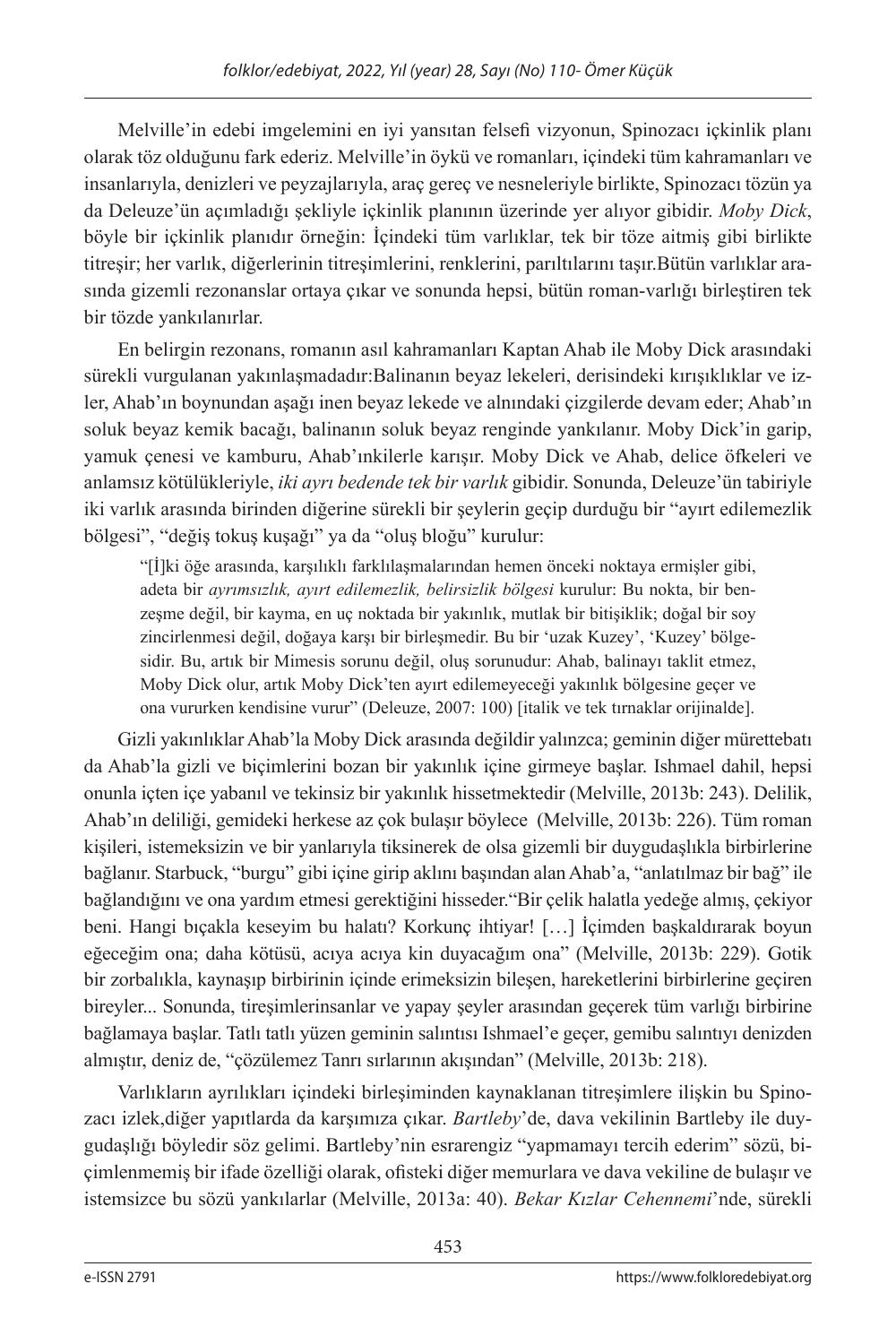Melville'in edebi imgelemini en iyi yansıtan felsefi vizyonun, Spinozacı içkinlik planı olarak töz olduğunu fark ederiz. Melville'in öykü ve romanları, içindeki tüm kahramanları ve insanlarıyla, denizleri ve peyzajlarıyla, araç gereç ve nesneleriyle birlikte, Spinozacı tözün ya da Deleuze'ün açımladığı şekliyle içkinlik planının üzerinde yer alıyor gibidir. *Moby Dick*, böyle bir içkinlik planıdır örneğin: İçindeki tüm varlıklar, tek bir töze aitmiş gibi birlikte titreşir; her varlık, diğerlerinin titreşimlerini, renklerini, parıltılarını taşır.Bütün varlıklar arasında gizemli rezonanslar ortaya çıkar ve sonunda hepsi, bütün roman-varlığı birleştiren tek bir tözde yankılanırlar.

En belirgin rezonans, romanın asıl kahramanları Kaptan Ahab ile Moby Dick arasındaki sürekli vurgulanan yakınlaşmadadır:Balinanın beyaz lekeleri, derisindeki kırışıklıklar ve izler, Ahab'ın boynundan aşağı inen beyaz lekede ve alnındaki çizgilerde devam eder; Ahab'ın soluk beyaz kemik bacağı, balinanın soluk beyaz renginde yankılanır. Moby Dick'in garip, yamuk çenesi ve kamburu, Ahab'ınkilerle karışır. Moby Dick ve Ahab, delice öfkeleri ve anlamsız kötülükleriyle, *iki ayrı bedende tek bir varlık* gibidir. Sonunda, Deleuze'ün tabiriyle iki varlık arasında birinden diğerine sürekli bir şeylerin geçip durduğu bir "ayırt edilemezlik bölgesi", "değiş tokuş kuşağı" ya da "oluş bloğu" kurulur:

> "[İ]ki öğe arasında, karşılıklı farklılaşmalarından hemen önceki noktaya ermişler gibi, adeta bir *ayrımsızlık, ayırt edilemezlik, belirsizlik bölgesi* kurulur: Bu nokta, bir benzeşme değil, bir kayma, en uç noktada bir yakınlık, mutlak bir bitişiklik; doğal bir soy zincirlenmesi değil, doğaya karşı bir birleşmedir. Bu bir 'uzak Kuzey', 'Kuzey' bölgesidir. Bu, artık bir Mimesis sorunu değil, oluş sorunudur: Ahab, balinayı taklit etmez, Moby Dick olur, artık Moby Dick'ten ayırt edilemeyeceği yakınlık bölgesine geçer ve ona vururken kendisine vurur" (Deleuze, 2007: 100) [italik ve tek tırnaklar orijinalde].

Gizli yakınlıklar Ahab'la Moby Dick arasında değildir yalınızca; geminin diğer mürettebatı da Ahab'la gizli ve biçimlerini bozan bir yakınlık içine girmeye başlar. Ishmael dahil, hepsi onunla içten içe yabanıl ve tekinsiz bir yakınlık hissetmektedir (Melville, 2013b: 243). Delilik, Ahab'ın deliliği, gemideki herkese az çok bulaşır böylece (Melville, 2013b: 226). Tüm roman kişileri, istemeksizin ve bir yanlarıyla tiksinerek de olsa gizemli bir duygudaşlıkla birbirlerine bağlanır. Starbuck, "burgu" gibi içine girip aklını başından alan Ahab'a, "anlatılmaz bir bağ" ile bağlandığını ve ona yardım etmesi gerektiğini hisseder."Bir çelik halatla yedeğe almış, çekiyor beni. Hangi bıçakla keseyim bu halatı? Korkunç ihtiyar! […] İçimden başkaldırarak boyun eğeceğim ona; daha kötüsü, acıya acıya kin duyacağım ona" (Melville, 2013b: 229). Gotik bir zorbalıkla, kaynaşıp birbirinin içinde erimeksizin bileşen, hareketlerini birbirlerine geçiren bireyler... Sonunda, tireşimlerinsanlar ve yapay şeyler arasından geçerek tüm varlığı birbirine bağlamaya başlar. Tatlı tatlı yüzen geminin salıntısı Ishmael'e geçer, gemibu salıntıyı denizden almıştır, deniz de, "çözülemez Tanrı sırlarının akışından" (Melville, 2013b: 218).

Varlıkların ayrılıkları içindeki birleşiminden kaynaklanan titreşimlere ilişkin bu Spinozacı izlek,diğer yapıtlarda da karşımıza çıkar. *Bartleby*'de, dava vekilinin Bartleby ile duygudaşlığı böyledir söz gelimi. Bartleby'nin esrarengiz "yapmamayı tercih ederim" sözü, biçimlenmemiş bir ifade özelliği olarak, ofisteki diğer memurlara ve dava vekiline de bulaşır ve istemsizce bu sözü yankılarlar (Melville, 2013a: 40). *Bekar Kızlar Cehennemi*'nde, sürekli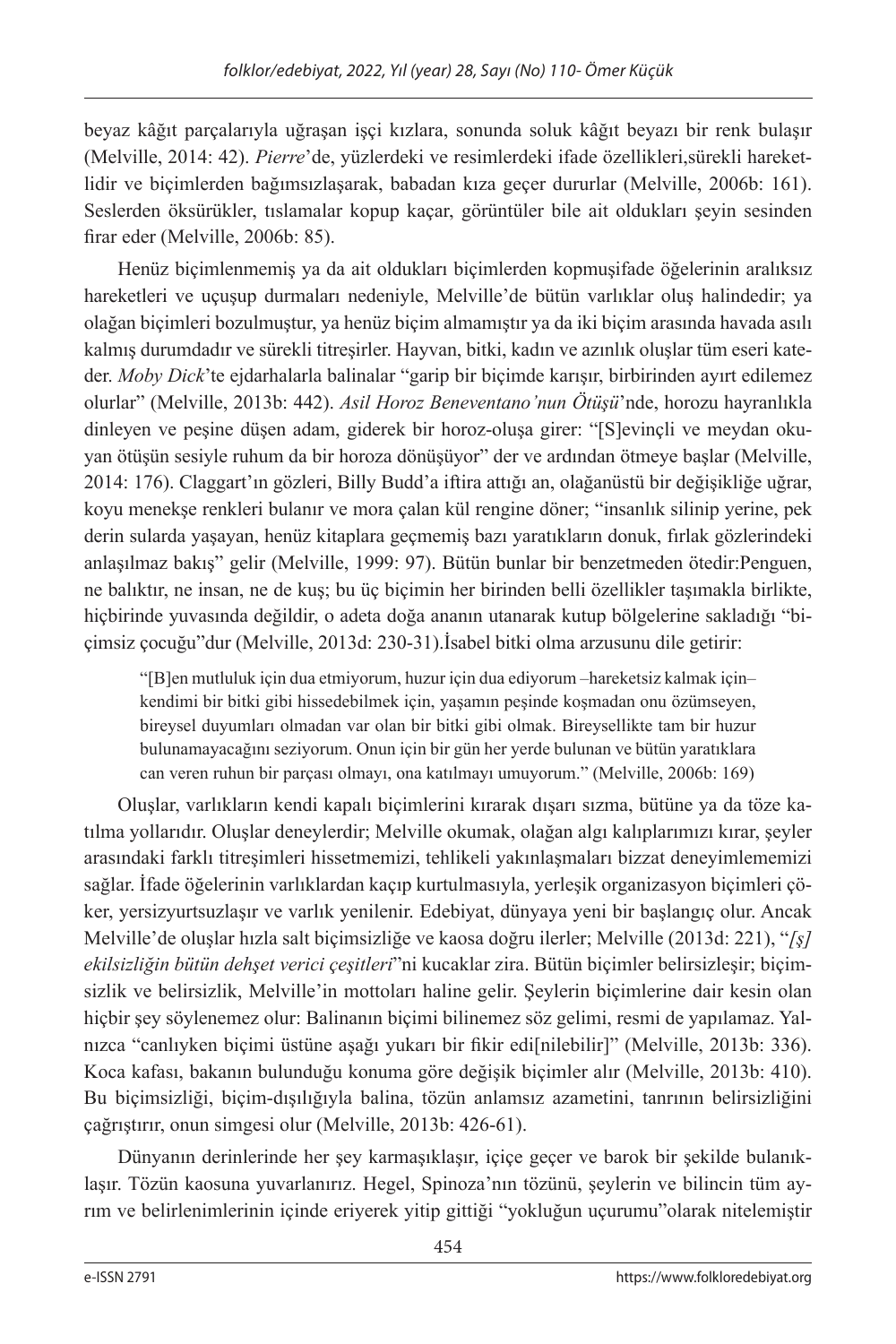beyaz kâğıt parçalarıyla uğraşan işçi kızlara, sonunda soluk kâğıt beyazı bir renk bulaşır (Melville, 2014: 42). *Pierre*'de, yüzlerdeki ve resimlerdeki ifade özellikleri,sürekli hareketlidir ve biçimlerden bağımsızlaşarak, babadan kıza geçer dururlar (Melville, 2006b: 161). Seslerden öksürükler, tıslamalar kopup kaçar, görüntüler bile ait oldukları şeyin sesinden firar eder (Melville, 2006b: 85).

Henüz biçimlenmemiş ya da ait oldukları biçimlerden kopmuşifade öğelerinin aralıksız hareketleri ve uçuşup durmaları nedeniyle, Melville'de bütün varlıklar oluş halindedir; ya olağan biçimleri bozulmuştur, ya henüz biçim almamıştır ya da iki biçim arasında havada asılı kalmış durumdadır ve sürekli titreşirler. Hayvan, bitki, kadın ve azınlık oluşlar tüm eseri kateder. *Moby Dick*'te ejdarhalarla balinalar "garip bir biçimde karışır, birbirinden ayırt edilemez olurlar" (Melville, 2013b: 442). *Asil Horoz Beneventano'nun Ötüşü*'nde, horozu hayranlıkla dinleyen ve peşine düşen adam, giderek bir horoz-oluşa girer: "[S]evinçli ve meydan okuyan ötüşün sesiyle ruhum da bir horoza dönüşüyor" der ve ardından ötmeye başlar (Melville, 2014: 176). Claggart'ın gözleri, Billy Budd'a iftira attığı an, olağanüstü bir değişikliğe uğrar, koyu menekşe renkleri bulanır ve mora çalan kül rengine döner; "insanlık silinip yerine, pek derin sularda yaşayan, henüz kitaplara geçmemiş bazı yaratıkların donuk, fırlak gözlerindeki anlaşılmaz bakış" gelir (Melville, 1999: 97). Bütün bunlar bir benzetmeden ötedir:Penguen, ne balıktır, ne insan, ne de kuş; bu üç biçimin her birinden belli özellikler taşımakla birlikte, hiçbirinde yuvasında değildir, o adeta doğa ananın utanarak kutup bölgelerine sakladığı "biçimsiz çocuğu"dur (Melville, 2013d: 230-31).İsabel bitki olma arzusunu dile getirir:

> "[B]en mutluluk için dua etmiyorum, huzur için dua ediyorum –hareketsiz kalmak için– kendimi bir bitki gibi hissedebilmek için, yaşamın peşinde koşmadan onu özümseyen, bireysel duyumları olmadan var olan bir bitki gibi olmak. Bireysellikte tam bir huzur bulunamayacağını seziyorum. Onun için bir gün her yerde bulunan ve bütün yaratıklara can veren ruhun bir parçası olmayı, ona katılmayı umuyorum." (Melville, 2006b: 169)

Oluşlar, varlıkların kendi kapalı biçimlerini kırarak dışarı sızma, bütüne ya da töze katılma yollarıdır. Oluşlar deneylerdir; Melville okumak, olağan algı kalıplarımızı kırar, şeyler arasındaki farklı titreşimleri hissetmemizi, tehlikeli yakınlaşmaları bizzat deneyimlememizi sağlar. İfade öğelerinin varlıklardan kaçıp kurtulmasıyla, yerleşik organizasyon biçimleri çöker, yersizyurtsuzlaşır ve varlık yenilenir. Edebiyat, dünyaya yeni bir başlangıç olur. Ancak Melville'de oluşlar hızla salt biçimsizliğe ve kaosa doğru ilerler; Melville (2013d: 221), "*[ş]ekilsizliğin bütün dehşet verici çeşitleri*"ni kucaklar zira. Bütün biçimler belirsizleşir; biçimsizlik ve belirsizlik, Melville'in mottoları haline gelir. Şeylerin biçimlerine dair kesin olan hiçbir şey söylenemez olur: Balinanın biçimi bilinemez söz gelimi, resmi de yapılamaz. Yalnızca "canlıyken biçimi üstüne aşağı yukarı bir fikir edi[nilebilir]" (Melville, 2013b: 336). Koca kafası, bakanın bulunduğu konuma göre değişik biçimler alır (Melville, 2013b: 410). Bu biçimsizliği, biçim-dışılığıyla balina, tözün anlamsız azametini, tanrının belirsizliğini çağrıştırır, onun simgesi olur (Melville, 2013b: 426-61).

Dünyanın derinlerinde her şey karmaşıklaşır, içiçe geçer ve barok bir şekilde bulanıklaşır. Tözün kaosuna yuvarlanırız. Hegel, Spinoza'nın tözünü, şeylerin ve bilincin tüm ayrım ve belirlenimlerinin içinde eriyerek yitip gittiği "yokluğun uçurumu"olarak nitelemiştir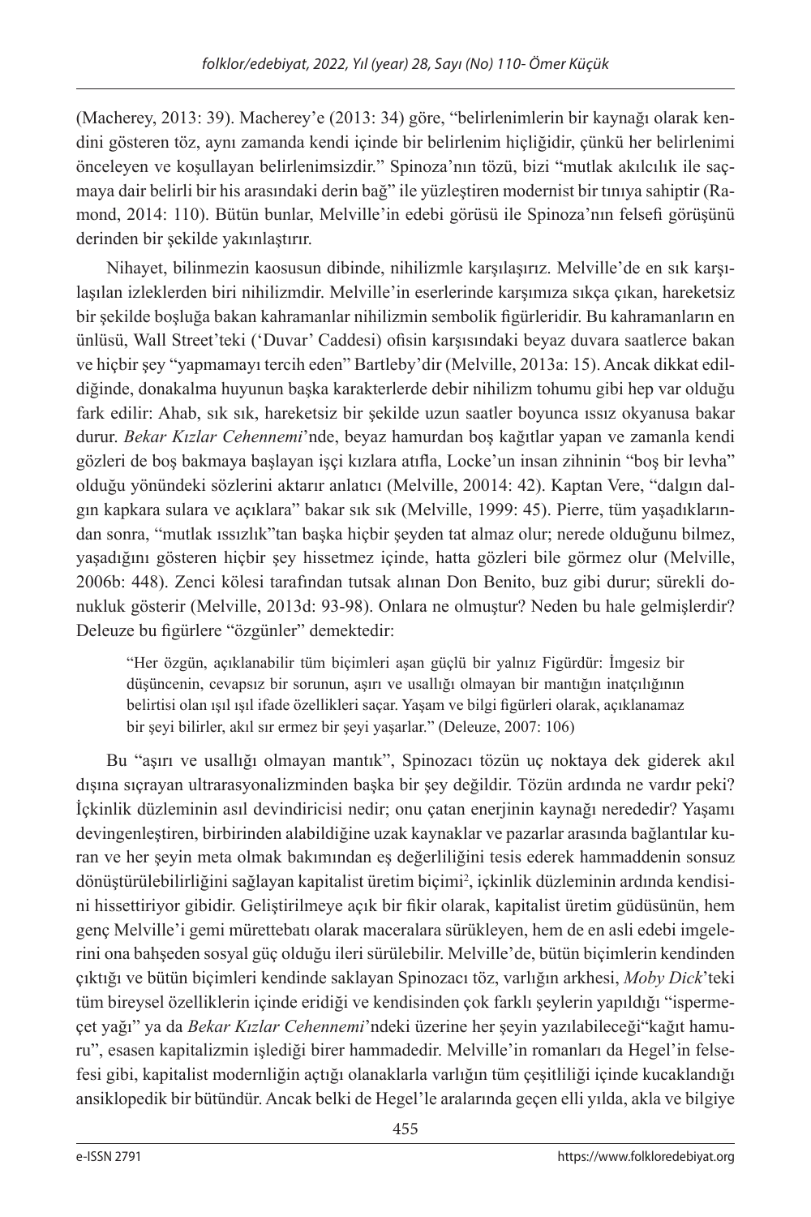(Macherey, 2013: 39). Macherey'e (2013: 34) göre, "belirlenimlerin bir kaynağı olarak kendini gösteren töz, aynı zamanda kendi içinde bir belirlenim hiçliğidir, çünkü her belirlenimi önceleyen ve koşullayan belirlenimsizdir." Spinoza'nın tözü, bizi "mutlak akılcılık ile saçmaya dair belirli bir his arasındaki derin bağ" ile yüzleştiren modernist bir tınıya sahiptir (Ramond, 2014: 110). Bütün bunlar, Melville'in edebi görüsü ile Spinoza'nın felsefi görüşünü derinden bir şekilde yakınlaştırır.

Nihayet, bilinmezin kaosunun dibinde, nihilizmle karşılaşırız. Melville'de en sık karşılaşılan izleklerden biri nihilizmdir. Melville'in eserlerinde karşımıza sıkça çıkan, hareketsiz bir şekilde boşluğa bakan kahramanlar nihilizmin sembolik figürleridir. Bu kahramanların en ünlüsü, Wall Street'teki ('Duvar' Caddesi) ofisin karşısındaki beyaz duvara saatlerce bakan ve hiçbir şey "yapmamayı tercih eden" Bartleby'dir (Melville, 2013a: 15). Ancak dikkat edildiğinde, donakalma huyunun başka karakterlerde debir nihilizm tohumu gibi hep var olduğu fark edilir: Ahab, sık sık, hareketsiz bir şekilde uzun saatler boyunca ıssız okyanusa bakar durur. *Bekar Kızlar Cehennemi*'nde, beyaz hamurdan boş kağıtlar yapan ve zamanla kendi gözleri de boş bakmaya başlayan işçi kızlara atıfla, Locke'un insan zihninin "boş bir levha" olduğu yönündeki sözlerini aktarır anlatıcı (Melville, 20014: 42). Kaptan Vere, "dalgın dalgın kapkara sulara ve açıklara" bakar sık sık (Melville, 1999: 45). Pierre, tüm yaşadıklarından sonra, "mutlak ıssızlık"tan başka hiçbir şeyden tat almaz olur; nerede olduğunu bilmez, yaşadığını gösteren hiçbir şey hissetmez içinde, hatta gözleri bile görmez olur (Melville, 2006b: 448). Zenci kölesi tarafından tutsak alınan Don Benito, buz gibi durur; sürekli donukluk gösterir (Melville, 2013d: 93-98). Onlara ne olmuştur? Neden bu hale gelmişlerdir? Deleuze bu figürlere "özgünler" demektedir:

> "Her özgün, açıklanabilir tüm biçimleri aşan güçlü bir yalnız Figürdür: İmgesiz bir düşüncenin, cevapsız bir sorunun, aşırı ve usallığı olmayan bir mantığın inatçılığının belirtisi olan ışıl ışıl ifade özellikleri saçar. Yaşam ve bilgi figürleri olarak, açıklanamaz bir şeyi bilirler, akıl sır ermez bir şeyi yaşarlar." (Deleuze, 2007: 106)

Bu "aşırı ve usallığı olmayan mantık", Spinozacı tözün uç noktaya dek giderek akıl dışına sıçrayan ultrarasyonalizminden başka bir şey değildir. Tözün ardında ne vardır peki? İçkinlik düzleminin asıl devindiricisi nedir; onu çatan enerjinin kaynağı neredel̇ir? Yaşamı devingenleştiren, birbirinden alabildiğine uzak kaynaklar ve pazarlar arasında bağlantılar kuran ve her şeyin meta olmak bakımından eş değerliliğini tesis ederek hammaddenin sonsuz dönüştürülebilirliğini sağlayan kapitalist üretim biçimi[2], içkinlik düzleminin ardında kendisini hissettiriyor gibidir. Geliştirilmeye açık bir fikir olarak, kapitalist üretim güdüsünün, hem genç Melville'i gemi mürettebatı olarak maceralara sürükleyen, hem de en asli edebi imgelerini ona bahşeden sosyal güç olduğu ileri sürülebilir. Melville'de, bütün biçimlerin kendinden çıktığı ve bütün biçimleri kendinde saklayan Spinozacı töz, varlığın arkhesi, *Moby Dick*'teki tüm bireysel özelliklerin içinde eridiği ve kendisinden çok farklı şeylerin yapıldığı "ispermeçet yağı" ya da *Bekar Kızlar Cehennemi*'ndeki üzerine her şeyin yazılabileceği"kağıt hamuru", esasen kapitalizmin işlediği birer hammaddedir. Melville'in romanları da Hegel'in felsefesi gibi, kapitalist modernliğin açtığı olanaklarla varlığın tüm çeşitliliği içinde kucaklandığı ansiklopedik bir bütündür. Ancak belki de Hegel'le aralarında geçen elli yılda, akla ve bilgiye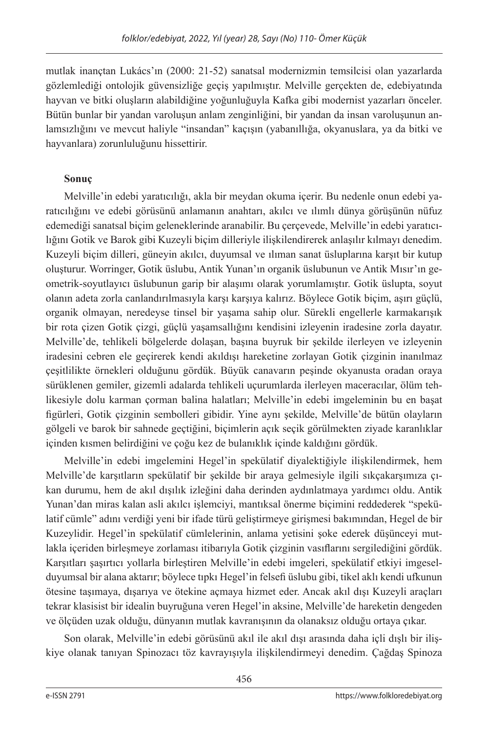mutlak inançtan Lukács'ın (2000: 21-52) sanatsal modernizmin temsilcisi olan yazarlarda gözlemlediği ontolojik güvensizliğe geçiş yapılmıştır. Melville gerçekten de, edebiyatında hayvan ve bitki oluşların alabildiğine yoğunluğuyla Kafka gibi modernist yazarları önceler. Bütün bunlar bir yandan varoluşun anlam zenginliğini, bir yandan da insan varoluşunun anlamsızlığını ve mevcut haliyle "insandan" kaçışın (yabanıllığa, okyanuslara, ya da bitki ve hayvanlara) zorunluluğunu hissettirir.

## Sonuç

Melville'in edebi yaratıcılığı, akla bir meydan okuma içerir. Bu nedenle onun edebi yaratıcılığını ve edebi görüsünü anlamanın anahtarı, akılcı ve ılımlı dünya görüşünün nüfuz edemediği sanatsal biçim geleneklerinde aranabilir. Bu çerçevede, Melville'in edebi yaratıcılığını Gotik ve Barok gibi Kuzeyli biçim dilleriyle ilişkilendirerek anlaşılır kılmayı denedim. Kuzeyli biçim dilleri, güneyin akılcı, duyumsal ve ılıman sanat üsluplarına karşıt bir kutup oluşturur. Worringer, Gotik üslubu, Antik Yunan'ın organik üslubunun ve Antik Mısır'ın geometrik-soyutlayıcı üslubunun garip bir alaşımı olarak yorumlamıştır. Gotik üslupta, soyut olanın adeta zorla canlandırılmasıyla karşı karşıya kalırız. Böylece Gotik biçim, aşırı güçlü, organik olmayan, neredeyse tinsel bir yaşama sahip olur. Sürekli engellerle karmakarışık bir rota çizen Gotik çizgi, güçlü yaşamsallığını kendisini izleyenin iradesine zorla dayatır. Melville'de, tehlikeli bölgelerde dolaşan, başına buyruk bir şekilde ilerleyen ve izleyenin iradesini cebren ele geçirerek kendi akıldışı hareketine zorlayan Gotik çizginin inanılmaz çeşitlilikte örnekleri olduğunu gördük. Büyük canavarın peşinde okyanusta oradan oraya sürüklenen gemiler, gizemli adalarda tehlikeli uçurumlarda ilerleyen maceracılar, ölüm tehlikesiyle dolu karman çorman balina halatları; Melville'in edebi imgeleminin bu en başat figürleri, Gotik çizginin sembolleri gibidir. Yine aynı şekilde, Melville'de bütün olayların gölgeli ve barok bir sahnede geçtiğini, biçimlerin açık seçik görülmekten ziyade karanlıklar içinden kısmen belirdiğini ve çoğu kez de bulanıklık içinde kaldığını gördük.

Melville'in edebi imgelemini Hegel'in spekülatif diyalektiğiyle ilişkilendirmek, hem Melville'de karşıtların spekülatif bir şekilde bir araya gelmesiyle ilgili sıkçakarşımıza çıkan durumu, hem de akıl dışılık izleğini daha derinden aydınlatmaya yardımcı oldu. Antik Yunan'dan miras kalan asli akılcı işlemciyi, mantıksal önerme biçimini reddederek "spekülatif cümle" adını verdiği yeni bir ifade türü geliştirmeye girişmesi bakımından, Hegel de bir Kuzeylidir. Hegel'in spekülatif cümlelerinin, anlama yetisini şoke ederek düşünceyi mutlakla içeriden birleşmeye zorlaması itibarıyla Gotik çizginin vasıflarını sergilediğini gördük. Karşıtları şaşırtıcı yollarla birleştiren Melville'in edebi imgeleri, spekülatif etkiyi imgesel-duyumsal bir alana aktarır; böylece tıpkı Hegel'in felsefi üslubu gibi, tikel aklı kendi ufkunun ötesine taşımaya, dışarıya ve ötekine açmaya hizmet eder. Ancak akıl dışı Kuzeyli araçları tekrar klasisist bir idealin buyruğuna veren Hegel'in aksine, Melville'de hareketin dengeden ve ölçüden uzak olduğu, dünyanın mutlak kavranışının da olanaksız olduğu ortaya çıkar.

Son olarak, Melville'in edebi görüsünü akıl ile akıl dışı arasında daha içli dışlı bir ilişkiye olanak tanıyan Spinozacı töz kavrayışıyla ilişkilendirmeyi denedim. Çağdaş Spinoza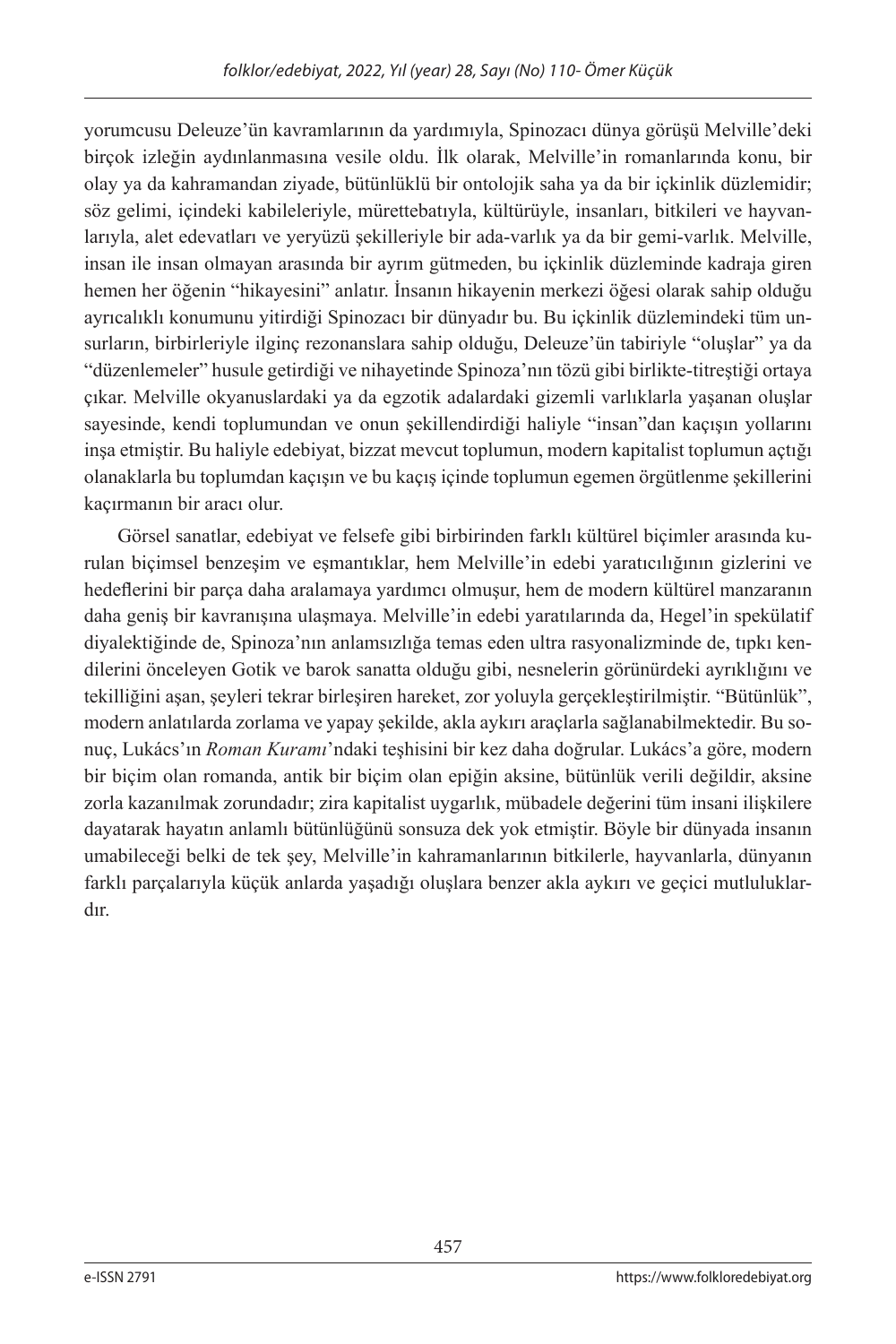yorumcusu Deleuze'ün kavramlarının da yardımıyla, Spinozacı dünya görüşü Melville'deki birçok izleğin aydınlanmasına vesile oldu. İlk olarak, Melville'in romanlarında konu, bir olay ya da kahramandan ziyade, bütünlüklü bir ontolojik saha ya da bir içkinlik düzlemidir; söz gelimi, içindeki kabileleriyle, mürettebatıyla, kültürüyle, insanları, bitkileri ve hayvanlarıyla, alet edevatları ve yeryüzü şekilleriyle bir ada-varlık ya da bir gemi-varlık. Melville, insan ile insan olmayan arasında bir ayrım gütmeden, bu içkinlik düzleminde kadraja giren hemen her öğenin "hikayesini" anlatır. İnsanın hikayenin merkezi öğesi olarak sahip olduğu ayrıcalıklı konumunu yitirdiği Spinozacı bir dünyadır bu. Bu içkinlik düzlemindeki tüm unsurların, birbirleriyle ilginç rezonanslara sahip olduğu, Deleuze'ün tabiriyle "oluşlar" ya da "düzenlemeler" husule getirdiği ve nihayetinde Spinoza'nın tözü gibi birlikte-titreştiği ortaya çıkar. Melville okyanuslardaki ya da egzotik adalardaki gizemli varlıklarla yaşanan oluşlar sayesinde, kendi toplumundan ve onun şekillendirdiği haliyle "insan"dan kaçışın yollarını inşa etmiştir. Bu haliyle edebiyat, bizzat mevcut toplumun, modern kapitalist toplumun açtığı olanaklarla bu toplumdan kaçışın ve bu kaçış içinde toplumun egemen örgütlenme şekillerini kaçırmanın bir aracı olur.

Görsel sanatlar, edebiyat ve felsefe gibi birbirinden farklı kültürel biçimler arasında kurulan biçimsel benzeşim ve eşmantıklar, hem Melville'in edebi yaratıcılığının gizlerini ve hedeflerini bir parça daha aralamaya yardımcı olmuşur, hem de modern kültürel manzaranın daha geniş bir kavranışına ulaşmaya. Melville'in edebi yaratılarında da, Hegel'in spekülatif diyalektiğinde de, Spinoza'nın anlamsızlığa temas eden ultra rasyonalizminde de, tıpkı kendilerini önceleyen Gotik ve barok sanatta olduğu gibi, nesnelerin görünürdeki ayrıklığını ve tekilliğini aşan, şeyleri tekrar birleşiren hareket, zor yoluyla gerçekleştirilmiştir. "Bütünlük", modern anlatılarda zorlama ve yapay şekilde, akla aykırı araçlarla sağlanabilmektedir. Bu sonuç, Lukács'ın *Roman Kuramı*'ndaki teşhisini bir kez daha doğrular. Lukács'a göre, modern bir biçim olan romanda, antik bir biçim olan epiğin aksine, bütünlük verili değildir, aksine zorla kazanılmak zorundadır; zira kapitalist uygarlık, mübadele değerini tüm insani ilişkilere dayatarak hayatın anlamlı bütünlüğünü sonsuza dek yok etmiştir. Böyle bir dünyada insanın umabileceği belki de tek şey, Melville'in kahramanlarının bitkilerle, hayvanlarla, dünyanın farklı parçalarıyla küçük anlarda yaşadığı oluşlara benzer akla aykırı ve geçici mutluluklardır.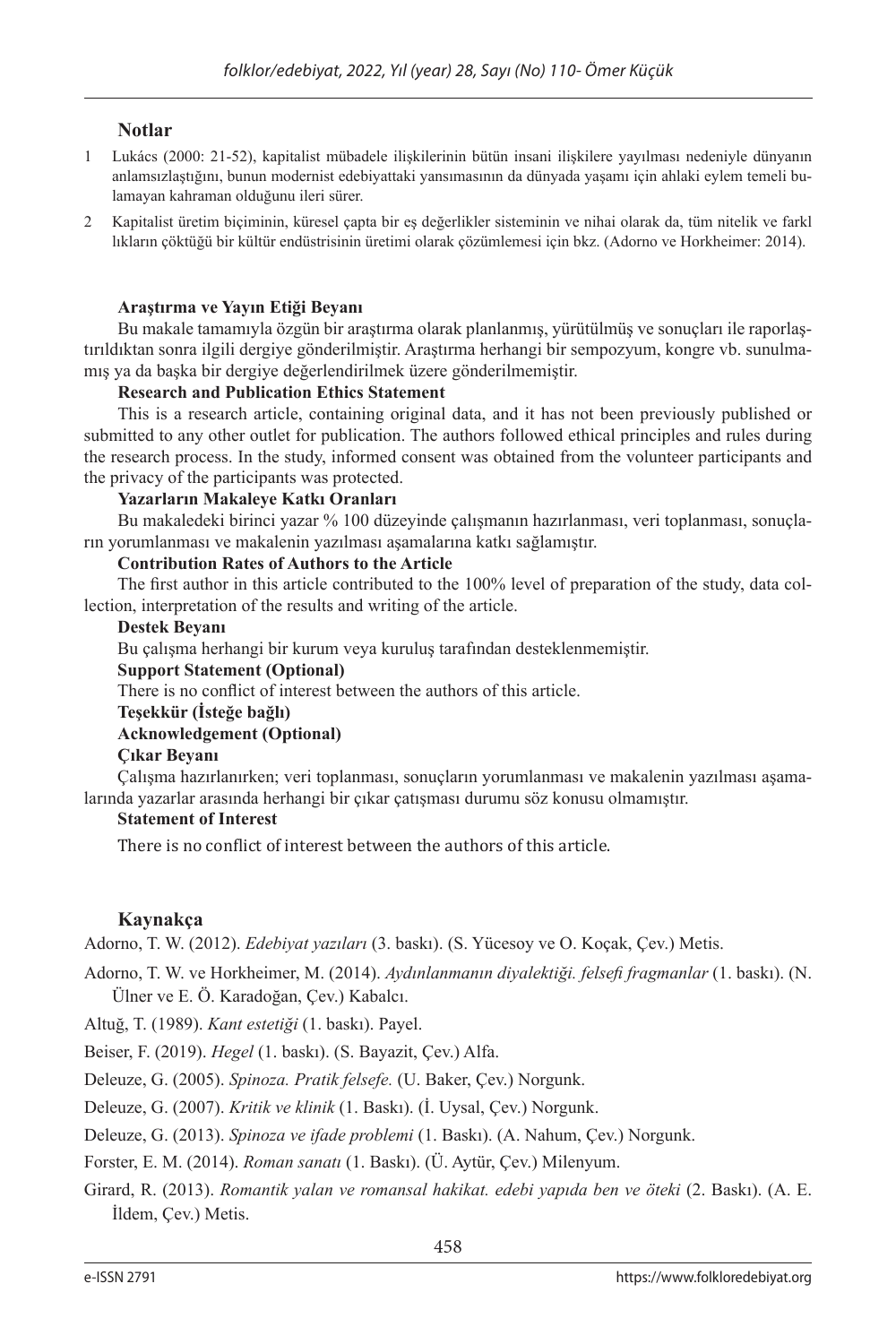## Notlar

1 Lukács (2000: 21-52), kapitalist mübadele ilişkilerinin bütün insani ilişkilere yayılması nedeniyle dünyanın anlamsızlaştığını, bunun modernist edebiyattaki yansımasının da dünyada yaşamı için ahlaki eylem temeli bulamayan kahraman olduğunu ileri sürer.

2 Kapitalist üretim biçiminin, küresel çapta bir eş değerlikler sisteminin ve nihai olarak da, tüm nitelik ve farkl lıkların çöktüğü bir kültür endüstrisinin üretimi olarak çözümlemesi için bkz. (Adorno ve Horkheimer: 2014).

**Araştırma ve Yayın Etiği Beyanı**

Bu makale tamamıyla özgün bir araştırma olarak planlanmış, yürütülmüş ve sonuçları ile raporlaştırıldıktan sonra ilgili dergiye gönderilmiştir. Araştırma herhangi bir sempozyum, kongre vb. sunulmamış ya da başka bir dergiye değerlendirilmek üzere gönderilmemiştir.

**Research and Publication Ethics Statement**

This is a research article, containing original data, and it has not been previously published or submitted to any other outlet for publication. The authors followed ethical principles and rules during the research process. In the study, informed consent was obtained from the volunteer participants and the privacy of the participants was protected.

**Yazarların Makaleye Katkı Oranları**

Bu makaledeki birinci yazar % 100 düzeyinde çalışmanın hazırlanması, veri toplanması, sonuçların yorumlanması ve makalenin yazılması aşamalarına katkı sağlamıştır.

**Contribution Rates of Authors to the Article**

The first author in this article contributed to the 100% level of preparation of the study, data collection, interpretation of the results and writing of the article.

**Destek Beyanı**

Bu çalışma herhangi bir kurum veya kuruluş tarafından desteklenmemiştir.

**Support Statement (Optional)**

There is no conflict of interest between the authors of this article.

**Teşekkür (İsteğe bağlı)**

**Acknowledgement (Optional)**

**Çıkar Beyanı**

Çalışma hazırlanırken; veri toplanması, sonuçların yorumlanması ve makalenin yazılması aşamalarında yazarlar arasında herhangi bir çıkar çatışması durumu söz konusu olmamıştır.

**Statement of Interest**

There is no conflict of interest between the authors of this article.

## Kaynakça

Adorno, T. W. (2012). *Edebiyat yazıları* (3. baskı). (S. Yücesoy ve O. Koçak, Çev.) Metis.

Adorno, T. W. ve Horkheimer, M. (2014). *Aydınlanmanın diyalektiği. felsefi fragmanlar* (1. baskı). (N. Ülner ve E. Ö. Karadoğan, Çev.) Kabalcı.

Altuğ, T. (1989). *Kant estetiği* (1. baskı). Payel.

Beiser, F. (2019). *Hegel* (1. baskı). (S. Bayazit, Çev.) Alfa.

Deleuze, G. (2005). *Spinoza. Pratik felsefe.* (U. Baker, Çev.) Norgunk.

Deleuze, G. (2007). *Kritik ve klinik* (1. Baskı). (İ. Uysal, Çev.) Norgunk.

Deleuze, G. (2013). *Spinoza ve ifade problemi* (1. Baskı). (A. Nahum, Çev.) Norgunk.

Forster, E. M. (2014). *Roman sanatı* (1. Baskı). (Ü. Aytür, Çev.) Milenyum.

Girard, R. (2013). *Romantik yalan ve romansal hakikat. edebi yapıda ben ve öteki* (2. Baskı). (A. E. İldem, Çev.) Metis.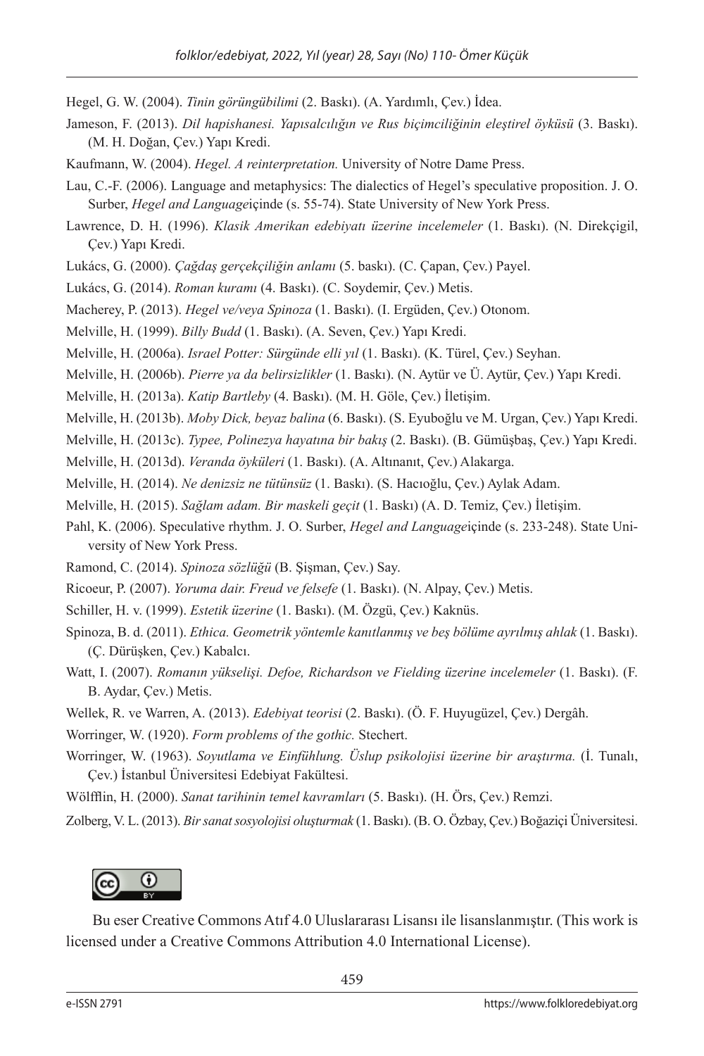Hegel, G. W. (2004). *Tinin görüngübilimi* (2. Baskı). (A. Yardımlı, Çev.) İdea.

Jameson, F. (2013). *Dil hapishanesi. Yapısalcılığın ve Rus biçimciliğinin eleştirel öyküsü* (3. Baskı). (M. H. Doğan, Çev.) Yapı Kredi.

Kaufmann, W. (2004). *Hegel. A reinterpretation.* University of Notre Dame Press.

Lau, C.-F. (2006). Language and metaphysics: The dialectics of Hegel's speculative proposition. J. O. Surber, *Hegel and Language*içinde (s. 55-74). State University of New York Press.

Lawrence, D. H. (1996). *Klasik Amerikan edebiyatı üzerine incelemeler* (1. Baskı). (N. Direkçigil, Çev.) Yapı Kredi.

Lukács, G. (2000). *Çağdaş gerçekçiliğin anlamı* (5. baskı). (C. Çapan, Çev.) Payel.

Lukács, G. (2014). *Roman kuramı* (4. Baskı). (C. Soydemir, Çev.) Metis.

Macherey, P. (2013). *Hegel ve/veya Spinoza* (1. Baskı). (I. Ergüden, Çev.) Otonom.

Melville, H. (1999). *Billy Budd* (1. Baskı). (A. Seven, Çev.) Yapı Kredi.

Melville, H. (2006a). *Israel Potter: Sürgünde elli yıl* (1. Baskı). (K. Türel, Çev.) Seyhan.

Melville, H. (2006b). *Pierre ya da belirsizlikler* (1. Baskı). (N. Aytür ve Ü. Aytür, Çev.) Yapı Kredi.

Melville, H. (2013a). *Katip Bartleby* (4. Baskı). (M. H. Göle, Çev.) İletişim.

Melville, H. (2013b). *Moby Dick, beyaz balina* (6. Baskı). (S. Eyuboğlu ve M. Urgan, Çev.) Yapı Kredi.

Melville, H. (2013c). *Typee, Polinezya hayatına bir bakış* (2. Baskı). (B. Gümüşbaş, Çev.) Yapı Kredi.

Melville, H. (2013d). *Veranda öyküleri* (1. Baskı). (A. Altınanıt, Çev.) Alakarga.

Melville, H. (2014). *Ne denizsiz ne tütünsüz* (1. Baskı). (S. Hacıoğlu, Çev.) Aylak Adam.

Melville, H. (2015). *Sağlam adam. Bir maskeli geçit* (1. Baskı) (A. D. Temiz, Çev.) İletişim.

Pahl, K. (2006). Speculative rhythm. J. O. Surber, *Hegel and Language*içinde (s. 233-248). State University of New York Press.

Ramond, C. (2014). *Spinoza sözlüğü* (B. Şişman, Çev.) Say.

Ricoeur, P. (2007). *Yoruma dair. Freud ve felsefe* (1. Baskı). (N. Alpay, Çev.) Metis.

Schiller, H. v. (1999). *Estetik üzerine* (1. Baskı). (M. Özgü, Çev.) Kaknüs.

Spinoza, B. d. (2011). *Ethica. Geometrik yöntemle kanıtlanmış ve beş bölüme ayrılmış ahlak* (1. Baskı). (Ç. Dürüşken, Çev.) Kabalcı.

Watt, I. (2007). *Romanın yükselişi. Defoe, Richardson ve Fielding üzerine incelemeler* (1. Baskı). (F. B. Aydar, Çev.) Metis.

Wellek, R. ve Warren, A. (2013). *Edebiyat teorisi* (2. Baskı). (Ö. F. Huyugüzel, Çev.) Dergâh.

Worringer, W. (1920). *Form problems of the gothic.* Stechert.

Worringer, W. (1963). *Soyutlama ve Einfühlung. Üslup psikolojisi üzerine bir araştırma.* (İ. Tunalı, Çev.) İstanbul Üniversitesi Edebiyat Fakültesi.

Wölfflin, H. (2000). *Sanat tarihinin temel kavramları* (5. Baskı). (H. Örs, Çev.) Remzi.

Zolberg, V. L. (2013). *Bir sanat sosyolojisi oluşturmak* (1. Baskı). (B. O. Özbay, Çev.) Boğaziçi Üniversitesi.

Bu eser Creative Commons Atıf 4.0 Uluslararası Lisansı ile lisanslanmıştır. (This work is licensed under a Creative Commons Attribution 4.0 International License).